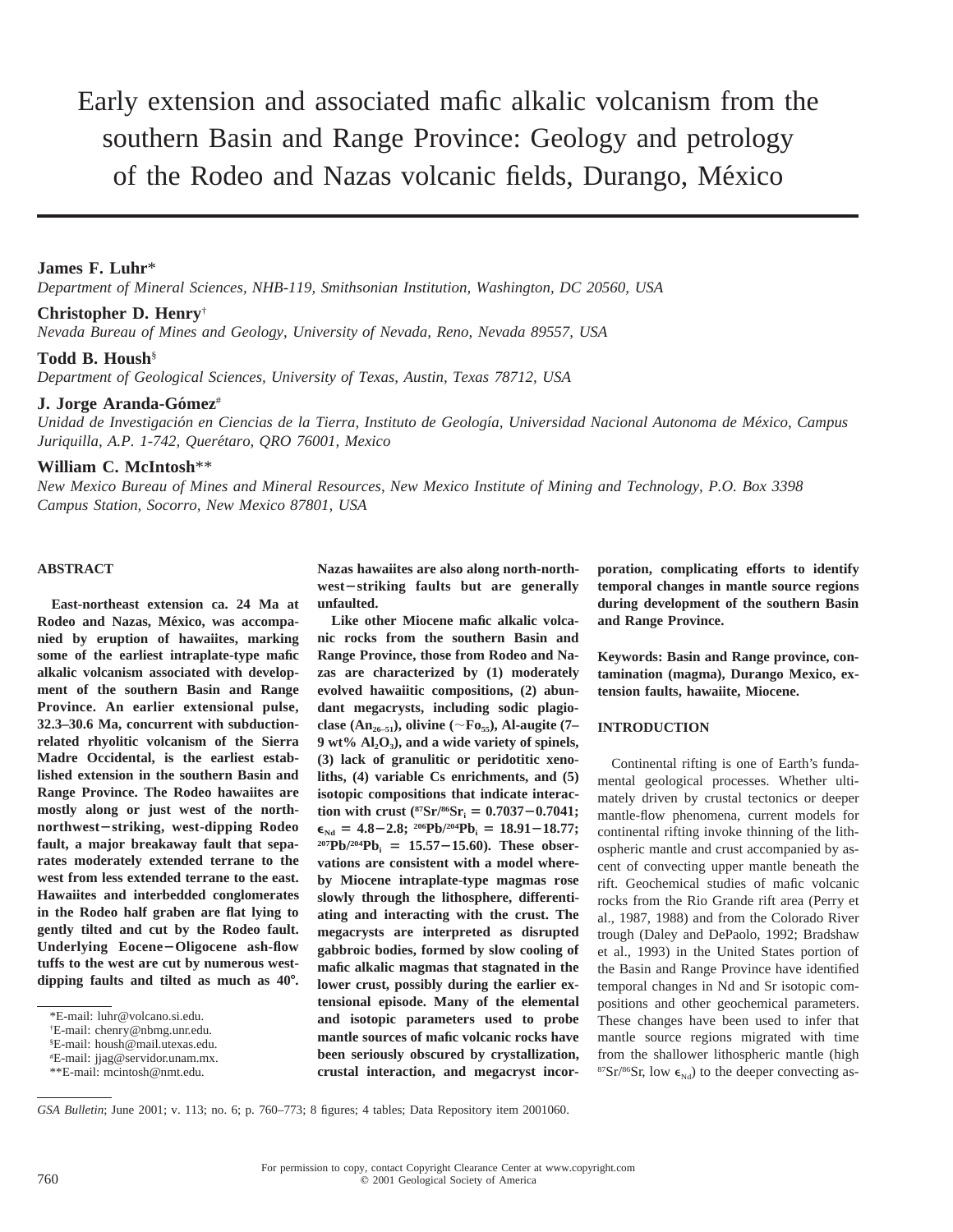# Early extension and associated mafic alkalic volcanism from the southern Basin and Range Province: Geology and petrology of the Rodeo and Nazas volcanic fields, Durango, México

**James F. Luhr***
*Department of Mineral Sciences, NHB-119, Smithsonian Institution, Washington, DC 20560, USA*

**Christopher D. Henry**[†]
*Nevada Bureau of Mines and Geology, University of Nevada, Reno, Nevada 89557, USA*

**Todd B. Housh**[§]
*Department of Geological Sciences, University of Texas, Austin, Texas 78712, USA*

**J. Jorge Aranda-Gómez**[#]
*Unidad de Investigación en Ciencias de la Tierra, Instituto de Geología, Universidad Nacional Autonoma de México, Campus Juriquilla, A.P. 1-742, Querétaro, QRO 76001, Mexico*

**William C. McIntosh****
*New Mexico Bureau of Mines and Mineral Resources, New Mexico Institute of Mining and Technology, P.O. Box 3398 Campus Station, Socorro, New Mexico 87801, USA*

## ABSTRACT

**East-northeast extension ca. 24 Ma at Rodeo and Nazas, México, was accompanied by eruption of hawaiites, marking some of the earliest intraplate-type mafic alkalic volcanism associated with development of the southern Basin and Range Province. An earlier extensional pulse, 32.3–30.6 Ma, concurrent with subduction-related rhyolitic volcanism of the Sierra Madre Occidental, is the earliest established extension in the southern Basin and Range Province. The Rodeo hawaiites are mostly along or just west of the north-northwest–striking, west-dipping Rodeo fault, a major breakaway fault that separates moderately extended terrane to the west from less extended terrane to the east. Hawaiites and interbedded conglomerates in the Rodeo half graben are flat lying to gently tilted and cut by the Rodeo fault. Underlying Eocene–Oligocene ash-flow tuffs to the west are cut by numerous west-dipping faults and tilted as much as 40°. Nazas hawaiites are also along north-north-west–striking faults but are generally unfaulted.**

**Like other Miocene mafic alkalic volcanic rocks from the southern Basin and Range Province, those from Rodeo and Nazas are characterized by (1) moderately evolved hawaiitic compositions, (2) abundant megacrysts, including sodic plagioclase ($An_{26-51}$), olivine ($\sim Fo_{55}$), Al-augite (7–9 wt% $Al_2O_3$), and a wide variety of spinels, (3) lack of granulitic or peridotitic xenoliths, (4) variable Cs enrichments, and (5) isotopic compositions that indicate interaction with crust ($^{87}Sr/^{86}Sr_i = 0.7037-0.7041$; $\epsilon_{Nd} = 4.8-2.8$; $^{206}Pb/^{204}Pb_i = 18.91-18.77$; $^{207}Pb/^{204}Pb_i = 15.57-15.60$). These observations are consistent with a model whereby Miocene intraplate-type magmas rose slowly through the lithosphere, differentiating and interacting with the crust. The megacrysts are interpreted as disrupted gabbroic bodies, formed by slow cooling of mafic alkalic magmas that stagnated in the lower crust, possibly during the earlier extensional episode. Many of the elemental and isotopic parameters used to probe mantle sources of mafic volcanic rocks have been seriously obscured by crystallization, crustal interaction, and megacryst incorporation, complicating efforts to identify temporal changes in mantle source regions during development of the southern Basin and Range Province.**

**Keywords: Basin and Range province, contamination (magma), Durango Mexico, extension faults, hawaiite, Miocene.**

## INTRODUCTION

Continental rifting is one of Earth's fundamental geological processes. Whether ultimately driven by crustal tectonics or deeper mantle-flow phenomena, current models for continental rifting invoke thinning of the lithospheric mantle and crust accompanied by ascent of convecting upper mantle beneath the rift. Geochemical studies of mafic volcanic rocks from the Rio Grande rift area (Perry et al., 1987, 1988) and from the Colorado River trough (Daley and DePaolo, 1992; Bradshaw et al., 1993) in the United States portion of the Basin and Range Province have identified temporal changes in Nd and Sr isotopic compositions and other geochemical parameters. These changes have been used to infer that mantle source regions migrated with time from the shallower lithospheric mantle (high $^{87}Sr/^{86}Sr$, low $\epsilon_{Nd}$) to the deeper convecting as-

*E-mail: luhr@volcano.si.edu.
†E-mail: chenry@nbmg.unr.edu.
§E-mail: housh@mail.utexas.edu.
#E-mail: jjag@servidor.unam.mx.
**E-mail: mcintosh@nmt.edu.

*GSA Bulletin*; June 2001; v. 113; no. 6; p. 760–773; 8 figures; 4 tables; Data Repository item 2001060.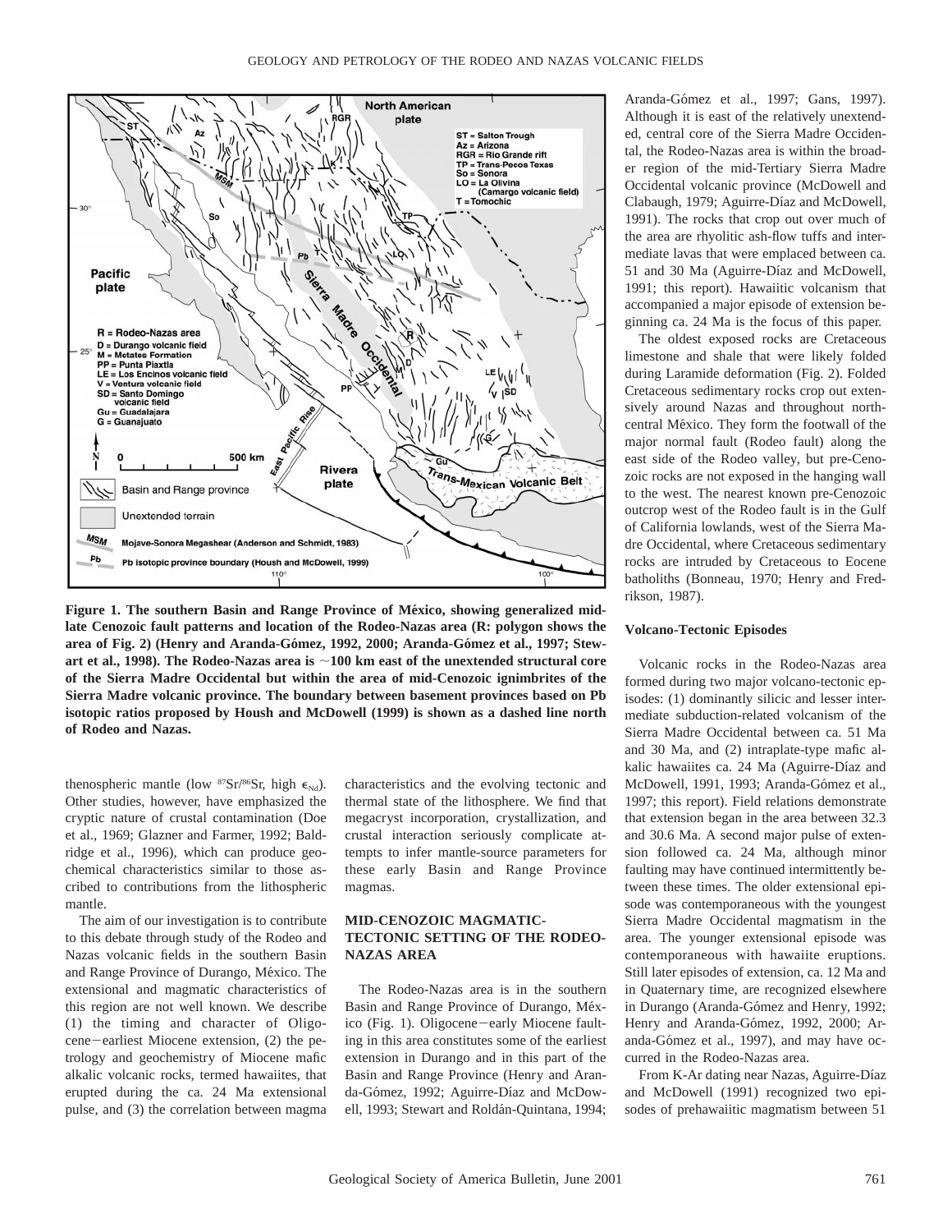Figure 1. The southern Basin and Range Province of México, showing generalized mid-late Cenozoic fault patterns and location of the Rodeo-Nazas area (R: polygon shows the area of Fig. 2) (Henry and Aranda-Gómez, 1992, 2000; Aranda-Gómez et al., 1997; Stewart et al., 1998). The Rodeo-Nazas area is ~100 km east of the unextended structural core of the Sierra Madre Occidental but within the area of mid-Cenozoic ignimbrites of the Sierra Madre volcanic province. The boundary between basement provinces based on Pb isotopic ratios proposed by Housh and McDowell (1999) is shown as a dashed line north of Rodeo and Nazas.

thenospheric mantle (low $^{87}Sr/^{86}Sr$, high $\epsilon_{Nd}$). Other studies, however, have emphasized the cryptic nature of crustal contamination (Doe et al., 1969; Glazner and Farmer, 1992; Baldridge et al., 1996), which can produce geochemical characteristics similar to those ascribed to contributions from the lithospheric mantle.

The aim of our investigation is to contribute to this debate through study of the Rodeo and Nazas volcanic fields in the southern Basin and Range Province of Durango, México. The extensional and magmatic characteristics of this region are not well known. We describe (1) the timing and character of Oligocene–earliest Miocene extension, (2) the petrology and geochemistry of Miocene mafic alkalic volcanic rocks, termed hawaiites, that erupted during the ca. 24 Ma extensional pulse, and (3) the correlation between magma characteristics and the evolving tectonic and thermal state of the lithosphere. We find that megacryst incorporation, crystallization, and crustal interaction seriously complicate attempts to infer mantle-source parameters for these early Basin and Range Province magmas.

## MID-CENOZOIC MAGMATIC-TECTONIC SETTING OF THE RODEO-NAZAS AREA

The Rodeo-Nazas area is in the southern Basin and Range Province of Durango, México (Fig. 1). Oligocene–early Miocene faulting in this area constitutes some of the earliest extension in Durango and in this part of the Basin and Range Province (Henry and Aranda-Gómez, 1992; Aguirre-Díaz and McDowell, 1993; Stewart and Roldán-Quintana, 1994; Aranda-Gómez et al., 1997; Gans, 1997). Although it is east of the relatively unextended, central core of the Sierra Madre Occidental, the Rodeo-Nazas area is within the broader region of the mid-Tertiary Sierra Madre Occidental volcanic province (McDowell and Clabaugh, 1979; Aguirre-Díaz and McDowell, 1991). The rocks that crop out over much of the area are rhyolitic ash-flow tuffs and intermediate lavas that were emplaced between ca. 51 and 30 Ma (Aguirre-Díaz and McDowell, 1991; this report). Hawaiitic volcanism that accompanied a major episode of extension beginning ca. 24 Ma is the focus of this paper.

The oldest exposed rocks are Cretaceous limestone and shale that were likely folded during Laramide deformation (Fig. 2). Folded Cretaceous sedimentary rocks crop out extensively around Nazas and throughout north-central México. They form the footwall of the major normal fault (Rodeo fault) along the east side of the Rodeo valley, but pre-Cenozoic rocks are not exposed in the hanging wall to the west. The nearest known pre-Cenozoic outcrop west of the Rodeo fault is in the Gulf of California lowlands, west of the Sierra Madre Occidental, where Cretaceous sedimentary rocks are intruded by Cretaceous to Eocene batholiths (Bonneau, 1970; Henry and Fredrikson, 1987).

### Volcano-Tectonic Episodes

Volcanic rocks in the Rodeo-Nazas area formed during two major volcano-tectonic episodes: (1) dominantly silicic and lesser intermediate subduction-related volcanism of the Sierra Madre Occidental between ca. 51 Ma and 30 Ma, and (2) intraplate-type mafic alkalic hawaiites ca. 24 Ma (Aguirre-Díaz and McDowell, 1991, 1993; Aranda-Gómez et al., 1997; this report). Field relations demonstrate that extension began in the area between 32.3 and 30.6 Ma. A second major pulse of extension followed ca. 24 Ma, although minor faulting may have continued intermittently between these times. The older extensional episode was contemporaneous with the youngest Sierra Madre Occidental magmatism in the area. The younger extensional episode was contemporaneous with hawaiite eruptions. Still later episodes of extension, ca. 12 Ma and in Quaternary time, are recognized elsewhere in Durango (Aranda-Gómez and Henry, 1992; Henry and Aranda-Gómez, 1992, 2000; Aranda-Gómez et al., 1997), and may have occurred in the Rodeo-Nazas area.

From K-Ar dating near Nazas, Aguirre-Díaz and McDowell (1991) recognized two episodes of prehawaiitic magmatism between 51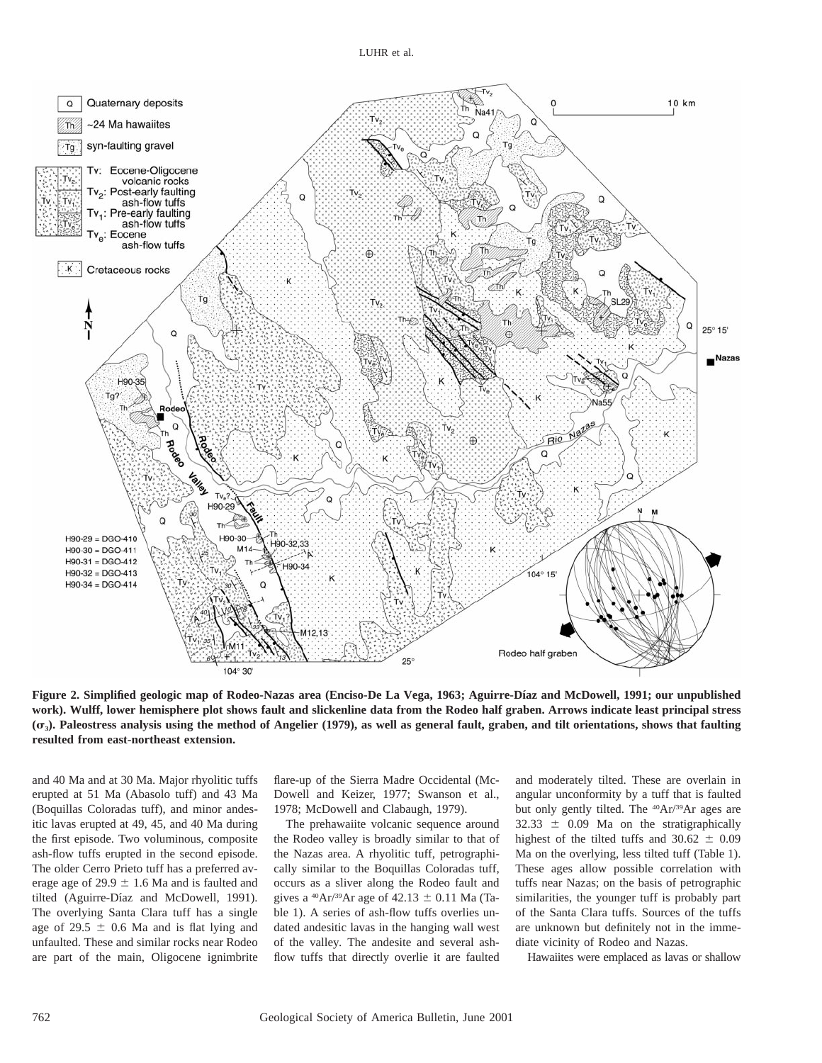**Figure 2. Simplified geologic map of Rodeo-Nazas area (Enciso-De La Vega, 1963; Aguirre-Díaz and McDowell, 1991; our unpublished work). Wulff, lower hemisphere plot shows fault and slickenline data from the Rodeo half graben. Arrows indicate least principal stress ($\sigma_3$). Paleostress analysis using the method of Angelier (1979), as well as general fault, graben, and tilt orientations, shows that faulting resulted from east-northeast extension.**

and 40 Ma and at 30 Ma. Major rhyolitic tuffs erupted at 51 Ma (Abasolo tuff) and 43 Ma (Boquillas Coloradas tuff), and minor andesitic lavas erupted at 49, 45, and 40 Ma during the first episode. Two voluminous, composite ash-flow tuffs erupted in the second episode. The older Cerro Prieto tuff has a preferred average age of 29.9 ± 1.6 Ma and is faulted and tilted (Aguirre-Díaz and McDowell, 1991). The overlying Santa Clara tuff has a single age of 29.5 ± 0.6 Ma and is flat lying and unfaulted. These and similar rocks near Rodeo are part of the main, Oligocene ignimbrite flare-up of the Sierra Madre Occidental (McDowell and Keizer, 1977; Swanson et al., 1978; McDowell and Clabaugh, 1979).

The prehawaiite volcanic sequence around the Rodeo valley is broadly similar to that of the Nazas area. A rhyolitic tuff, petrographically similar to the Boquillas Coloradas tuff, occurs as a sliver along the Rodeo fault and gives a $^{40}Ar/^{39}Ar$ age of 42.13 ± 0.11 Ma (Table 1). A series of ash-flow tuffs overlies undated andesitic lavas in the hanging wall west of the valley. The andesite and several ash-flow tuffs that directly overlie it are faulted and moderately tilted. These are overlain in angular unconformity by a tuff that is faulted but only gently tilted. The $^{40}Ar/^{39}Ar$ ages are 32.33 ± 0.09 Ma on the stratigraphically highest of the tilted tuffs and 30.62 ± 0.09 Ma on the overlying, less tilted tuff (Table 1). These ages allow possible correlation with tuffs near Nazas; on the basis of petrographic similarities, the younger tuff is probably part of the Santa Clara tuffs. Sources of the tuffs are unknown but definitely not in the immediate vicinity of Rodeo and Nazas.

Hawaiites were emplaced as lavas or shallow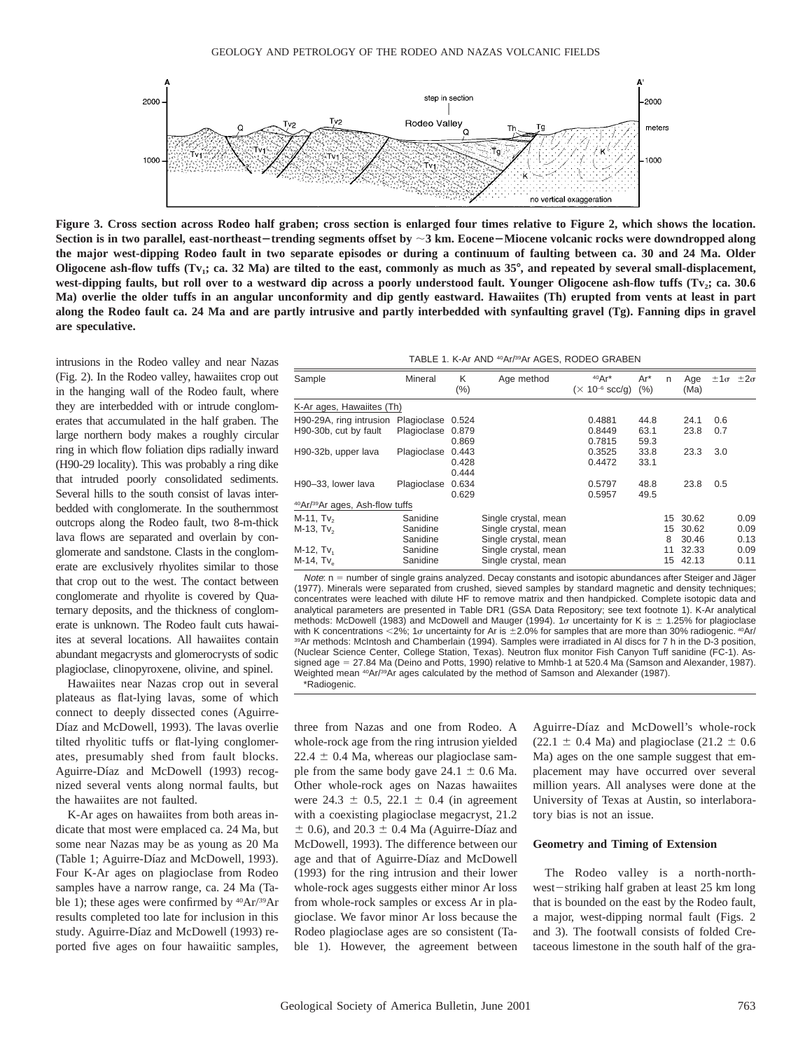Figure 3. Cross section across Rodeo half graben; cross section is enlarged four times relative to Figure 2, which shows the location. Section is in two parallel, east-northeast–trending segments offset by ~3 km. Eocene–Miocene volcanic rocks were downdropped along the major west-dipping Rodeo fault in two separate episodes or during a continuum of faulting between ca. 30 and 24 Ma. Older Oligocene ash-flow tuffs ($Tv_1$; ca. 32 Ma) are tilted to the east, commonly as much as 35°, and repeated by several small-displacement, west-dipping faults, but roll over to a westward dip across a poorly understood fault. Younger Oligocene ash-flow tuffs ($Tv_2$; ca. 30.6 Ma) overlie the older tuffs in an angular unconformity and dip gently eastward. Hawaiites (Th) erupted from vents at least in part along the Rodeo fault ca. 24 Ma and are partly intrusive and partly interbedded with synfaulting gravel (Tg). Fanning dips in gravel are speculative.

intrusions in the Rodeo valley and near Nazas (Fig. 2). In the Rodeo valley, hawaiites crop out in the hanging wall of the Rodeo fault, where they are interbedded with or intrude conglomerates that accumulated in the half graben. The large northern body makes a roughly circular ring in which flow foliation dips radially inward (H90-29 locality). This was probably a ring dike that intruded poorly consolidated sediments. Several hills to the south consist of lavas interbedded with conglomerate. In the southernmost outcrops along the Rodeo fault, two 8-m-thick lava flows are separated and overlain by conglomerate and sandstone. Clasts in the conglomerate are exclusively rhyolites similar to those that crop out to the west. The contact between conglomerate and rhyolite is covered by Quaternary deposits, and the thickness of conglomerate is unknown. The Rodeo fault cuts hawaiites at several locations. All hawaiites contain abundant megacrysts and glomerocrysts of sodic plagioclase, clinopyroxene, olivine, and spinel.

Hawaiites near Nazas crop out in several plateaus as flat-lying lavas, some of which connect to deeply dissected cones (Aguirre-Díaz and McDowell, 1993). The lavas overlie tilted rhyolitic tuffs or flat-lying conglomerates, presumably shed from fault blocks. Aguirre-Díaz and McDowell (1993) recognized several vents along normal faults, but the hawaiites are not faulted.

K-Ar ages on hawaiites from both areas indicate that most were emplaced ca. 24 Ma, but some near Nazas may be as young as 20 Ma (Table 1; Aguirre-Díaz and McDowell, 1993). Four K-Ar ages on plagioclase from Rodeo samples have a narrow range, ca. 24 Ma (Table 1); these ages were confirmed by $^{40}Ar/^{39}Ar$ results completed too late for inclusion in this study. Aguirre-Díaz and McDowell (1993) reported five ages on four hawaiitic samples, three from Nazas and one from Rodeo. A whole-rock age from the ring intrusion yielded 22.4 ± 0.4 Ma, whereas our plagioclase sample from the same body gave 24.1 ± 0.6 Ma. Other whole-rock ages on Nazas hawaiites were 24.3 ± 0.5, 22.1 ± 0.4 (in agreement with a coexisting plagioclase megacryst, 21.2 ± 0.6), and 20.3 ± 0.4 Ma (Aguirre-Díaz and McDowell, 1993). The difference between our age and that of Aguirre-Díaz and McDowell (1993) for the ring intrusion and their lower whole-rock ages suggests either minor Ar loss from whole-rock samples or excess Ar in plagioclase. We favor minor Ar loss because the Rodeo plagioclase ages are so consistent (Table 1). However, the agreement between Aguirre-Díaz and McDowell's whole-rock (22.1 ± 0.4 Ma) and plagioclase (21.2 ± 0.6 Ma) ages on the one sample suggest that emplacement may have occurred over several million years. All analyses were done at the University of Texas at Austin, so interlaboratory bias is not an issue.

TABLE 1. K-Ar AND $^{40}Ar/^{39}Ar$ AGES, RODEO GRABEN

| Sample | Mineral | K (%) | Age method | $^{40}Ar^*$ ($\times 10^{-6}$ scc/g) | Ar* (%) | n | Age (Ma) | $\pm 1\sigma$ | $\pm 2\sigma$ |
|---|---|---|---|---|---|---|---|---|---|
| K-Ar ages, Hawaiites (Th) | | | | | | | | | |
| H90-29A, ring intrusion | Plagioclase | 0.524 | | 0.4881 | 44.8 | | 24.1 | 0.6 | |
| H90-30b, cut by fault | Plagioclase | 0.879 | | 0.8449 | 63.1 | | 23.8 | 0.7 | |
| | | 0.869 | | 0.7815 | 59.3 | | | | |
| H90-32b, upper lava | Plagioclase | 0.443 | | 0.3525 | 33.8 | | 23.3 | 3.0 | |
| | | 0.428 | | 0.4472 | 33.1 | | | | |
| | | 0.444 | | | | | | | |
| H90–33, lower lava | Plagioclase | 0.634 | | 0.5797 | 48.8 | | 23.8 | 0.5 | |
| | | 0.629 | | 0.5957 | 49.5 | | | | |
| $^{40}Ar/^{39}Ar$ ages, Ash-flow tuffs | | | | | | | | | |
| M-11, $Tv_2$ | Sanidine | | Single crystal, mean | | | 15 | 30.62 | | 0.09 |
| M-13, $Tv_2$ | Sanidine | | Single crystal, mean | | | 15 | 30.62 | | 0.09 |
| | Sanidine | | Single crystal, mean | | | 8 | 30.46 | | 0.13 |
| M-12, $Tv_1$ | Sanidine | | Single crystal, mean | | | 11 | 32.33 | | 0.09 |
| M-14, $Tv_e$ | Sanidine | | Single crystal, mean | | | 15 | 42.13 | | 0.11 |

*Note*: n = number of single grains analyzed. Decay constants and isotopic abundances after Steiger and Jäger (1977). Minerals were separated from crushed, sieved samples by standard magnetic and density techniques; concentrates were leached with dilute HF to remove matrix and then handpicked. Complete isotopic data and analytical parameters are presented in Table DR1 (GSA Data Repository; see text footnote 1). K-Ar analytical methods: McDowell (1983) and McDowell and Mauger (1994). $1\sigma$ uncertainty for K is ± 1.25% for plagioclase with K concentrations <2%; $1\sigma$ uncertainty for Ar is ±2.0% for samples that are more than 30% radiogenic. $^{40}Ar/^{39}Ar$ methods: McIntosh and Chamberlain (1994). Samples were irradiated in Al discs for 7 h in the D-3 position, (Nuclear Science Center, College Station, Texas). Neutron flux monitor Fish Canyon Tuff sanidine (FC-1). Assigned age = 27.84 Ma (Deino and Potts, 1990) relative to Mmhb-1 at 520.4 Ma (Samson and Alexander, 1987). Weighted mean $^{40}Ar/^{39}Ar$ ages calculated by the method of Samson and Alexander (1987).

*Radiogenic.

### Geometry and Timing of Extension

The Rodeo valley is a north-northwest–striking half graben at least 25 km long that is bounded on the east by the Rodeo fault, a major, west-dipping normal fault (Figs. 2 and 3). The footwall consists of folded Cretaceous limestone in the south half of the gra-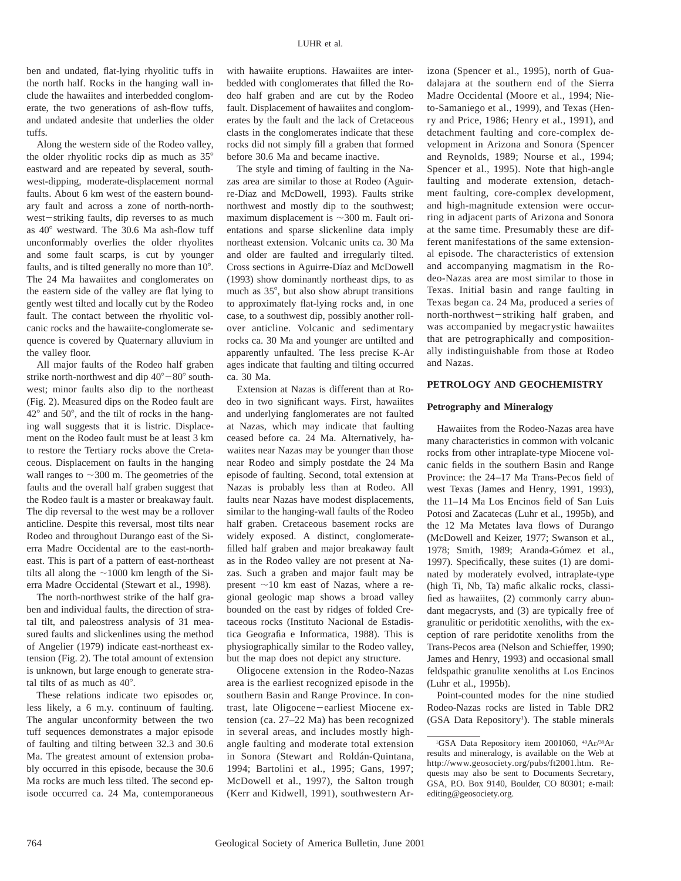ben and undated, flat-lying rhyolitic tuffs in the north half. Rocks in the hanging wall include the hawaiites and interbedded conglomerate, the two generations of ash-flow tuffs, and undated andesite that underlies the older tuffs.

Along the western side of the Rodeo valley, the older rhyolitic rocks dip as much as 35° eastward and are repeated by several, southwest-dipping, moderate-displacement normal faults. About 6 km west of the eastern boundary fault and across a zone of north-northwest–striking faults, dip reverses to as much as 40° westward. The 30.6 Ma ash-flow tuff unconformably overlies the older rhyolites and some fault scarps, is cut by younger faults, and is tilted generally no more than 10°. The 24 Ma hawaiites and conglomerates on the eastern side of the valley are flat lying to gently west tilted and locally cut by the Rodeo fault. The contact between the rhyolitic volcanic rocks and the hawaiite-conglomerate sequence is covered by Quaternary alluvium in the valley floor.

All major faults of the Rodeo half graben strike north-northwest and dip 40°–80° southwest; minor faults also dip to the northeast (Fig. 2). Measured dips on the Rodeo fault are 42° and 50°, and the tilt of rocks in the hanging wall suggests that it is listric. Displacement on the Rodeo fault must be at least 3 km to restore the Tertiary rocks above the Cretaceous. Displacement on faults in the hanging wall ranges to ~300 m. The geometries of the faults and the overall half graben suggest that the Rodeo fault is a master or breakaway fault. The dip reversal to the west may be a rollover anticline. Despite this reversal, most tilts near Rodeo and throughout Durango east of the Sierra Madre Occidental are to the east-northeast. This is part of a pattern of east-northeast tilts all along the ~1000 km length of the Sierra Madre Occidental (Stewart et al., 1998).

The north-northwest strike of the half graben and individual faults, the direction of stratal tilt, and paleostress analysis of 31 measured faults and slickenlines using the method of Angelier (1979) indicate east-northeast extension (Fig. 2). The total amount of extension is unknown, but large enough to generate stratal tilts of as much as 40°.

These relations indicate two episodes or, less likely, a 6 m.y. continuum of faulting. The angular unconformity between the two tuff sequences demonstrates a major episode of faulting and tilting between 32.3 and 30.6 Ma. The greatest amount of extension probably occurred in this episode, because the 30.6 Ma rocks are much less tilted. The second episode occurred ca. 24 Ma, contemporaneous with hawaiite eruptions. Hawaiites are interbedded with conglomerates that filled the Rodeo half graben and are cut by the Rodeo fault. Displacement of hawaiites and conglomerates by the fault and the lack of Cretaceous clasts in the conglomerates indicate that these rocks did not simply fill a graben that formed before 30.6 Ma and became inactive.

The style and timing of faulting in the Nazas area are similar to those at Rodeo (Aguirre-Díaz and McDowell, 1993). Faults strike northwest and mostly dip to the southwest; maximum displacement is ~300 m. Fault orientations and sparse slickenline data imply northeast extension. Volcanic units ca. 30 Ma and older are faulted and irregularly tilted. Cross sections in Aguirre-Díaz and McDowell (1993) show dominantly northeast dips, to as much as 35°, but also show abrupt transitions to approximately flat-lying rocks and, in one case, to a southwest dip, possibly another rollover anticline. Volcanic and sedimentary rocks ca. 30 Ma and younger are untilted and apparently unfaulted. The less precise K-Ar ages indicate that faulting and tilting occurred ca. 30 Ma.

Extension at Nazas is different than at Rodeo in two significant ways. First, hawaiites and underlying fanglomerates are not faulted at Nazas, which may indicate that faulting ceased before ca. 24 Ma. Alternatively, hawaiites near Nazas may be younger than those near Rodeo and simply postdate the 24 Ma episode of faulting. Second, total extension at Nazas is probably less than at Rodeo. All faults near Nazas have modest displacements, similar to the hanging-wall faults of the Rodeo half graben. Cretaceous basement rocks are widely exposed. A distinct, conglomerate-filled half graben and major breakaway fault as in the Rodeo valley are not present at Nazas. Such a graben and major fault may be present ~10 km east of Nazas, where a regional geologic map shows a broad valley bounded on the east by ridges of folded Cretaceous rocks (Instituto Nacional de Estadistica Geografia e Informatica, 1988). This is physiographically similar to the Rodeo valley, but the map does not depict any structure.

Oligocene extension in the Rodeo-Nazas area is the earliest recognized episode in the southern Basin and Range Province. In contrast, late Oligocene–earliest Miocene extension (ca. 27–22 Ma) has been recognized in several areas, and includes mostly high-angle faulting and moderate total extension in Sonora (Stewart and Roldán-Quintana, 1994; Bartolini et al., 1995; Gans, 1997; McDowell et al., 1997), the Salton trough (Kerr and Kidwell, 1991), southwestern Arizona (Spencer et al., 1995), north of Guadalajara at the southern end of the Sierra Madre Occidental (Moore et al., 1994; Nieto-Samaniego et al., 1999), and Texas (Henry and Price, 1986; Henry et al., 1991), and detachment faulting and core-complex development in Arizona and Sonora (Spencer and Reynolds, 1989; Nourse et al., 1994; Spencer et al., 1995). Note that high-angle faulting and moderate extension, detachment faulting, core-complex development, and high-magnitude extension were occurring in adjacent parts of Arizona and Sonora at the same time. Presumably these are different manifestations of the same extensional episode. The characteristics of extension and accompanying magmatism in the Rodeo-Nazas area are most similar to those in Texas. Initial basin and range faulting in Texas began ca. 24 Ma, produced a series of north-northwest–striking half graben, and was accompanied by megacrystic hawaiites that are petrographically and compositionally indistinguishable from those at Rodeo and Nazas.

## PETROLOGY AND GEOCHEMISTRY

### Petrography and Mineralogy

Hawaiites from the Rodeo-Nazas area have many characteristics in common with volcanic rocks from other intraplate-type Miocene volcanic fields in the southern Basin and Range Province: the 24–17 Ma Trans-Pecos field of west Texas (James and Henry, 1991, 1993), the 11–14 Ma Los Encinos field of San Luis Potosí and Zacatecas (Luhr et al., 1995b), and the 12 Ma Metates lava flows of Durango (McDowell and Keizer, 1977; Swanson et al., 1978; Smith, 1989; Aranda-Gómez et al., 1997). Specifically, these suites (1) are dominated by moderately evolved, intraplate-type (high Ti, Nb, Ta) mafic alkalic rocks, classified as hawaiites, (2) commonly carry abundant megacrysts, and (3) are typically free of granulitic or peridotitic xenoliths, with the exception of rare peridotite xenoliths from the Trans-Pecos area (Nelson and Schieffer, 1990; James and Henry, 1993) and occasional small feldspathic granulite xenoliths at Los Encinos (Luhr et al., 1995b).

Point-counted modes for the nine studied Rodeo-Nazas rocks are listed in Table DR2 (GSA Data Repository[1]). The stable minerals

[1]GSA Data Repository item 2001060, $^{40}Ar/^{39}Ar$ results and mineralogy, is available on the Web at http://www.geosociety.org/pubs/ft2001.htm. Requests may also be sent to Documents Secretary, GSA, P.O. Box 9140, Boulder, CO 80301; e-mail: editing@geosociety.org.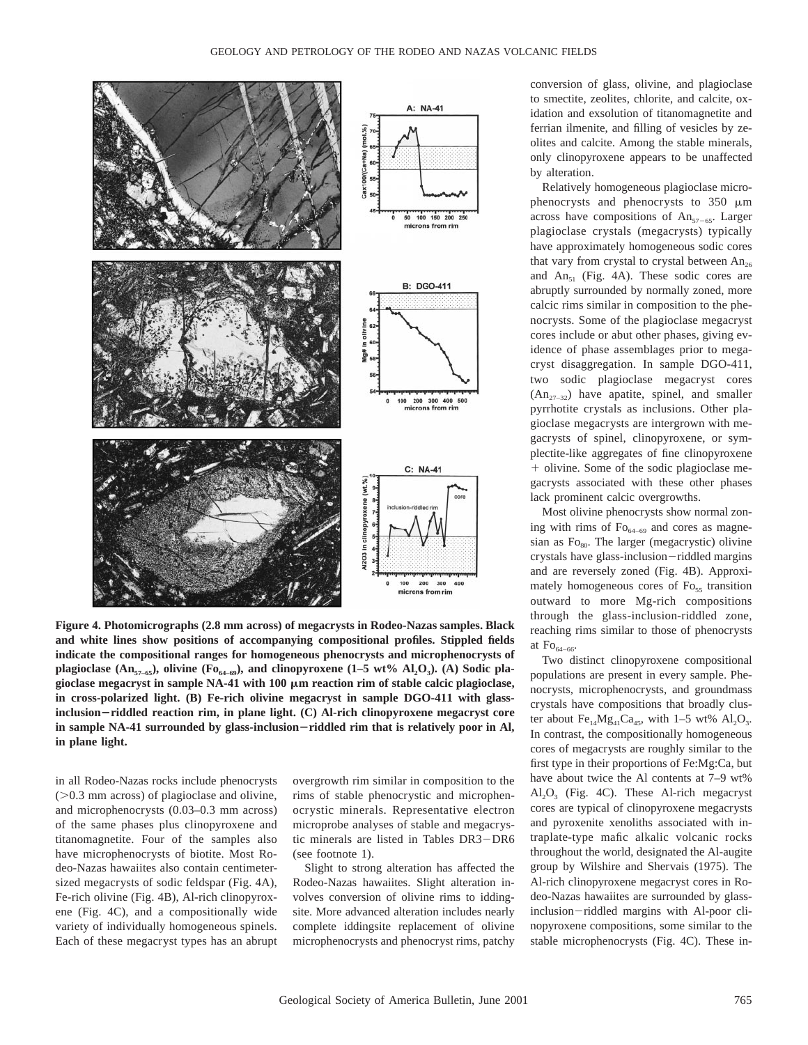**Figure 4. Photomicrographs (2.8 mm across) of megacrysts in Rodeo-Nazas samples. Black and white lines show positions of accompanying compositional profiles. Stippled fields indicate the compositional ranges for homogeneous phenocrysts and microphenocrysts of plagioclase ($An_{57-65}$), olivine ($Fo_{64-69}$), and clinopyroxene (1–5 wt% $Al_2O_3$). (A) Sodic plagioclase megacryst in sample NA-41 with 100 μm reaction rim of stable calcic plagioclase, in cross-polarized light. (B) Fe-rich olivine megacryst in sample DGO-411 with glass-inclusion–riddled reaction rim, in plane light. (C) Al-rich clinopyroxene megacryst core in sample NA-41 surrounded by glass-inclusion–riddled rim that is relatively poor in Al, in plane light.**

in all Rodeo-Nazas rocks include phenocrysts (>0.3 mm across) of plagioclase and olivine, and microphenocrysts (0.03–0.3 mm across) of the same phases plus clinopyroxene and titanomagnetite. Four of the samples also have microphenocrysts of biotite. Most Rodeo-Nazas hawaiites also contain centimeter-sized megacrysts of sodic feldspar (Fig. 4A), Fe-rich olivine (Fig. 4B), Al-rich clinopyroxene (Fig. 4C), and a compositionally wide variety of individually homogeneous spinels. Each of these megacryst types has an abrupt overgrowth rim similar in composition to the rims of stable phenocrystic and microphenocrystic minerals. Representative electron microprobe analyses of stable and megacrystic minerals are listed in Tables DR3–DR6 (see footnote 1).

Slight to strong alteration has affected the Rodeo-Nazas hawaiites. Slight alteration involves conversion of olivine rims to iddingsite. More advanced alteration includes nearly complete iddingsite replacement of olivine microphenocrysts and phenocryst rims, patchy conversion of glass, olivine, and plagioclase to smectite, zeolites, chlorite, and calcite, oxidation and exsolution of titanomagnetite and ferrian ilmenite, and filling of vesicles by zeolites and calcite. Among the stable minerals, only clinopyroxene appears to be unaffected by alteration.

Relatively homogeneous plagioclase microphenocrysts and phenocrysts to 350 μm across have compositions of $An_{57-65}$. Larger plagioclase crystals (megacrysts) typically have approximately homogeneous sodic cores that vary from crystal to crystal between $An_{26}$ and $An_{51}$ (Fig. 4A). These sodic cores are abruptly surrounded by normally zoned, more calcic rims similar in composition to the phenocrysts. Some of the plagioclase megacryst cores include or abut other phases, giving evidence of phase assemblages prior to megacryst disaggregation. In sample DGO-411, two sodic plagioclase megacryst cores ($An_{27-32}$) have apatite, spinel, and smaller pyrrhotite crystals as inclusions. Other plagioclase megacrysts are intergrown with megacrysts of spinel, clinopyroxene, or symplectite-like aggregates of fine clinopyroxene + olivine. Some of the sodic plagioclase megacrysts associated with these other phases lack prominent calcic overgrowths.

Most olivine phenocrysts show normal zoning with rims of $Fo_{64-69}$ and cores as magnesian as $Fo_{80}$. The larger (megacrystic) olivine crystals have glass-inclusion–riddled margins and are reversely zoned (Fig. 4B). Approximately homogeneous cores of $Fo_{55}$ transition outward to more Mg-rich compositions through the glass-inclusion-riddled zone, reaching rims similar to those of phenocrysts at $Fo_{64-66}$.

Two distinct clinopyroxene compositional populations are present in every sample. Phenocrysts, microphenocrysts, and groundmass crystals have compositions that broadly cluster about $Fe_{14}Mg_{41}Ca_{45}$, with 1–5 wt% $Al_2O_3$. In contrast, the compositionally homogeneous cores of megacrysts are roughly similar to the first type in their proportions of Fe:Mg:Ca, but have about twice the Al contents at 7–9 wt% $Al_2O_3$ (Fig. 4C). These Al-rich megacryst cores are typical of clinopyroxene megacrysts and pyroxenite xenoliths associated with intraplate-type mafic alkalic volcanic rocks throughout the world, designated the Al-augite group by Wilshire and Shervais (1975). The Al-rich clinopyroxene megacryst cores in Rodeo-Nazas hawaiites are surrounded by glass-inclusion–riddled margins with Al-poor clinopyroxene compositions, some similar to the stable microphenocrysts (Fig. 4C). These in-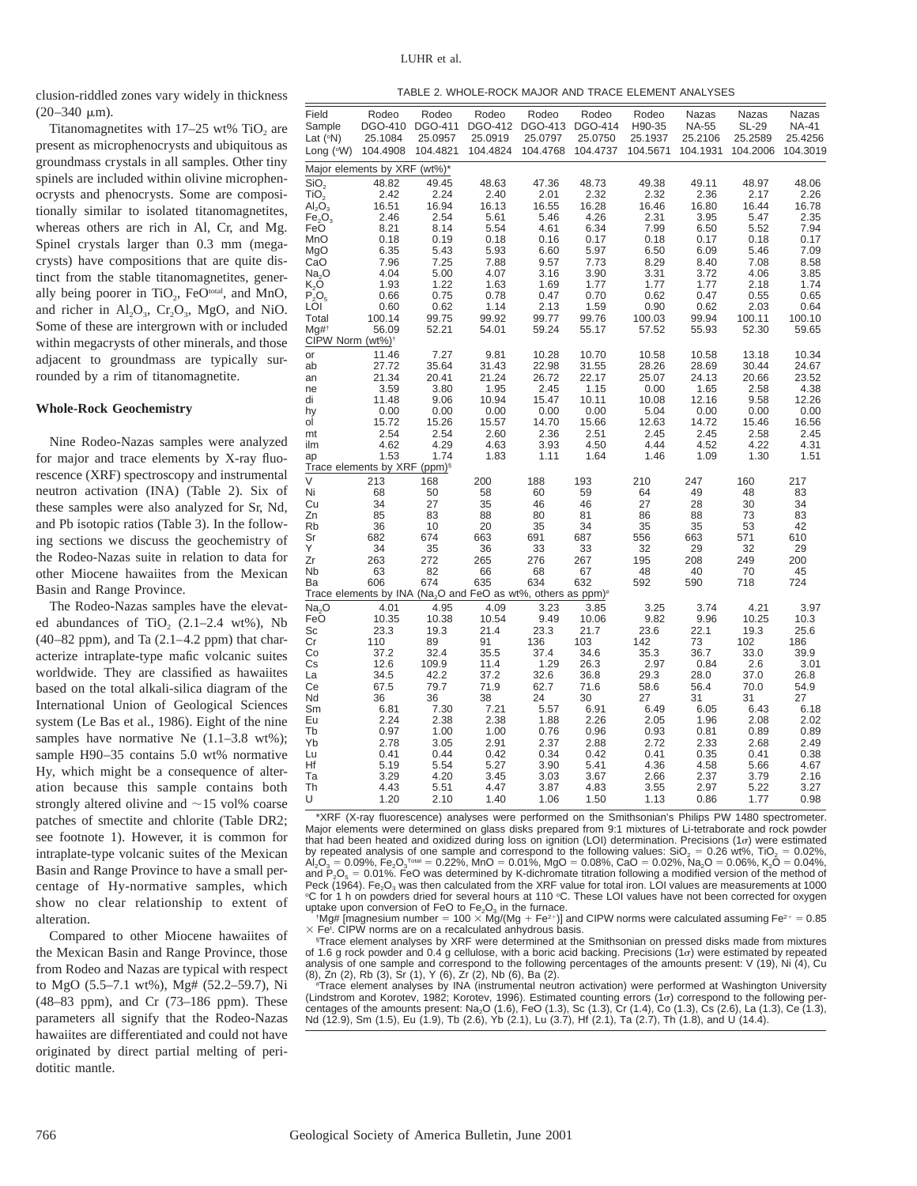clusion-riddled zones vary widely in thickness (20–340 μm).

Titanomagnetites with 17–25 wt% $TiO_2$ are present as microphenocrysts and ubiquitous as groundmass crystals in all samples. Other tiny spinels are included within olivine microphenocrysts and phenocrysts. Some are compositionally similar to isolated titanomagnetites, whereas others are rich in Al, Cr, and Mg. Spinel crystals larger than 0.3 mm (megacrysts) have compositions that are quite distinct from the stable titanomagnetites, generally being poorer in $TiO_2$, $FeO^{total}$, and MnO, and richer in $Al_2O_3$, $Cr_2O_3$, MgO, and NiO. Some of these are intergrown with or included within megacrysts of other minerals, and those adjacent to groundmass are typically surrounded by a rim of titanomagnetite.

**Whole-Rock Geochemistry**

Nine Rodeo-Nazas samples were analyzed for major and trace elements by X-ray fluorescence (XRF) spectroscopy and instrumental neutron activation (INA) (Table 2). Six of these samples were also analyzed for Sr, Nd, and Pb isotopic ratios (Table 3). In the following sections we discuss the geochemistry of the Rodeo-Nazas suite in relation to data for other Miocene hawaiites from the Mexican Basin and Range Province.

The Rodeo-Nazas samples have the elevated abundances of $TiO_2$ (2.1–2.4 wt%), Nb (40–82 ppm), and Ta (2.1–4.2 ppm) that characterize intraplate-type mafic volcanic suites worldwide. They are classified as hawaiites based on the total alkali-silica diagram of the International Union of Geological Sciences system (Le Bas et al., 1986). Eight of the nine samples have normative Ne (1.1–3.8 wt%); sample H90–35 contains 5.0 wt% normative Hy, which might be a consequence of alteration because this sample contains both strongly altered olivine and ~15 vol% coarse patches of smectite and chlorite (Table DR2; see footnote 1). However, it is common for intraplate-type volcanic suites of the Mexican Basin and Range Province to have a small percentage of Hy-normative samples, which show no clear relationship to extent of alteration.

Compared to other Miocene hawaiites of the Mexican Basin and Range Province, those from Rodeo and Nazas are typical with respect to MgO (5.5–7.1 wt%), Mg# (52.2–59.7), Ni (48–83 ppm), and Cr (73–186 ppm). These parameters all signify that the Rodeo-Nazas hawaiites are differentiated and could not have originated by direct partial melting of peridotitic mantle.

TABLE 2. WHOLE-ROCK MAJOR AND TRACE ELEMENT ANALYSES

| Field | Rodeo | Rodeo | Rodeo | Rodeo | Rodeo | Rodeo | Nazas | Nazas | Nazas |
|---|---|---|---|---|---|---|---|---|---|
| Sample | DGO-410 | DGO-411 | DGO-412 | DGO-413 | DGO-414 | H90-35 | NA-55 | SL-29 | NA-41 |
| Lat (°N) | 25.1084 | 25.0957 | 25.0919 | 25.0797 | 25.0750 | 25.1937 | 25.2106 | 25.2589 | 25.4256 |
| Long (°W) | 104.4908 | 104.4821 | 104.4824 | 104.4768 | 104.4737 | 104.5671 | 104.1931 | 104.2006 | 104.3019 |
| *Major elements by XRF (wt%)\** | | | | | | | | | |
| $SiO_2$ | 48.82 | 49.45 | 48.63 | 47.36 | 48.73 | 49.38 | 49.11 | 48.97 | 48.06 |
| $TiO_2$ | 2.42 | 2.24 | 2.40 | 2.01 | 2.32 | 2.32 | 2.36 | 2.17 | 2.26 |
| $Al_2O_3$ | 16.51 | 16.94 | 16.13 | 16.55 | 16.28 | 16.46 | 16.80 | 16.44 | 16.78 |
| $Fe_2O_3$ | 2.46 | 2.54 | 5.61 | 5.46 | 4.26 | 2.31 | 3.95 | 5.47 | 2.35 |
| FeO | 8.21 | 8.14 | 5.54 | 4.61 | 6.34 | 7.99 | 6.50 | 5.52 | 7.94 |
| MnO | 0.18 | 0.19 | 0.18 | 0.16 | 0.17 | 0.18 | 0.17 | 0.18 | 0.17 |
| MgO | 6.35 | 5.43 | 5.93 | 6.60 | 5.97 | 6.50 | 6.09 | 5.46 | 7.09 |
| CaO | 7.96 | 7.25 | 7.88 | 9.57 | 7.73 | 8.29 | 8.40 | 7.08 | 8.58 |
| $Na_2O$ | 4.04 | 5.00 | 4.07 | 3.16 | 3.90 | 3.31 | 3.72 | 4.06 | 3.85 |
| $K_2O$ | 1.93 | 1.22 | 1.63 | 1.69 | 1.77 | 1.77 | 1.77 | 2.18 | 1.74 |
| $P_2O_5$ | 0.66 | 0.75 | 0.78 | 0.47 | 0.70 | 0.62 | 0.47 | 0.55 | 0.65 |
| LOI | 0.60 | 0.62 | 1.14 | 2.13 | 1.59 | 0.90 | 0.62 | 2.03 | 0.64 |
| Total | 100.14 | 99.75 | 99.92 | 99.77 | 99.76 | 100.03 | 99.94 | 100.11 | 100.10 |
| Mg#[†] | 56.09 | 52.21 | 54.01 | 59.24 | 55.17 | 57.52 | 55.93 | 52.30 | 59.65 |
| *CIPW Norm (wt%)[†]* | | | | | | | | | |
| or | 11.46 | 7.27 | 9.81 | 10.28 | 10.70 | 10.58 | 10.58 | 13.18 | 10.34 |
| ab | 27.72 | 35.64 | 31.43 | 22.98 | 31.55 | 28.26 | 28.69 | 30.44 | 24.67 |
| an | 21.34 | 20.41 | 21.24 | 26.72 | 22.17 | 25.07 | 24.13 | 20.66 | 23.52 |
| ne | 3.59 | 3.80 | 1.95 | 2.45 | 1.15 | 0.00 | 1.65 | 2.58 | 4.38 |
| di | 11.48 | 9.06 | 10.94 | 15.47 | 10.11 | 10.08 | 12.16 | 9.58 | 12.26 |
| hy | 0.00 | 0.00 | 0.00 | 0.00 | 0.00 | 5.04 | 0.00 | 0.00 | 0.00 |
| ol | 15.72 | 15.26 | 15.57 | 14.70 | 15.66 | 12.63 | 14.72 | 15.46 | 16.56 |
| mt | 2.54 | 2.54 | 2.60 | 2.36 | 2.51 | 2.45 | 2.45 | 2.58 | 2.45 |
| ilm | 4.62 | 4.29 | 4.63 | 3.93 | 4.50 | 4.44 | 4.52 | 4.22 | 4.31 |
| ap | 1.53 | 1.74 | 1.83 | 1.11 | 1.64 | 1.46 | 1.09 | 1.30 | 1.51 |
| *Trace elements by XRF (ppm)[§]* | | | | | | | | | |
| V | 213 | 168 | 200 | 188 | 193 | 210 | 247 | 160 | 217 |
| Ni | 68 | 50 | 58 | 60 | 59 | 64 | 49 | 48 | 83 |
| Cu | 34 | 27 | 35 | 46 | 46 | 27 | 28 | 30 | 34 |
| Zn | 85 | 83 | 88 | 80 | 81 | 86 | 88 | 73 | 83 |
| Rb | 36 | 10 | 20 | 35 | 34 | 35 | 35 | 53 | 42 |
| Sr | 682 | 674 | 663 | 691 | 687 | 556 | 663 | 571 | 610 |
| Y | 34 | 35 | 36 | 33 | 33 | 32 | 29 | 32 | 29 |
| Zr | 263 | 272 | 265 | 276 | 267 | 195 | 208 | 249 | 200 |
| Nb | 63 | 82 | 66 | 68 | 67 | 48 | 40 | 70 | 45 |
| Ba | 606 | 674 | 635 | 634 | 632 | 592 | 590 | 718 | 724 |
| *Trace elements by INA ($Na_2O$ and FeO as wt%, others as ppm)[#]* | | | | | | | | | |
| $Na_2O$ | 4.01 | 4.95 | 4.09 | 3.23 | 3.85 | 3.25 | 3.74 | 4.21 | 3.97 |
| FeO | 10.35 | 10.38 | 10.54 | 9.49 | 10.06 | 9.82 | 9.96 | 10.25 | 10.3 |
| Sc | 23.3 | 19.3 | 21.4 | 23.3 | 21.7 | 23.6 | 22.1 | 19.3 | 25.6 |
| Cr | 110 | 89 | 91 | 136 | 103 | 142 | 73 | 102 | 186 |
| Co | 37.2 | 32.4 | 35.5 | 37.4 | 34.6 | 35.3 | 36.7 | 33.0 | 39.9 |
| Cs | 12.6 | 109.9 | 11.4 | 1.29 | 26.3 | 2.97 | 0.84 | 2.6 | 3.01 |
| La | 34.5 | 42.2 | 37.2 | 32.6 | 36.8 | 29.3 | 28.0 | 37.0 | 26.8 |
| Ce | 67.5 | 79.7 | 71.9 | 62.7 | 71.6 | 58.6 | 56.4 | 70.0 | 54.9 |
| Nd | 36 | 36 | 38 | 24 | 30 | 27 | 31 | 31 | 27 |
| Sm | 6.81 | 7.30 | 7.21 | 5.57 | 6.91 | 6.49 | 6.05 | 6.43 | 6.18 |
| Eu | 2.24 | 2.38 | 2.38 | 1.88 | 2.26 | 2.05 | 1.96 | 2.08 | 2.02 |
| Tb | 0.97 | 1.00 | 1.00 | 0.76 | 0.96 | 0.93 | 0.81 | 0.89 | 0.89 |
| Yb | 2.78 | 3.05 | 2.91 | 2.37 | 2.88 | 2.72 | 2.33 | 2.68 | 2.49 |
| Lu | 0.41 | 0.44 | 0.42 | 0.34 | 0.42 | 0.41 | 0.35 | 0.41 | 0.38 |
| Hf | 5.19 | 5.54 | 5.27 | 3.90 | 5.41 | 4.36 | 4.58 | 5.66 | 4.67 |
| Ta | 3.29 | 4.20 | 3.45 | 3.03 | 3.67 | 2.66 | 2.37 | 3.79 | 2.16 |
| Th | 4.43 | 5.51 | 4.47 | 3.87 | 4.83 | 3.55 | 2.97 | 5.22 | 3.27 |
| U | 1.20 | 2.10 | 1.40 | 1.06 | 1.50 | 1.13 | 0.86 | 1.77 | 0.98 |

\*XRF (X-ray fluorescence) analyses were performed on the Smithsonian's Philips PW 1480 spectrometer. Major elements were determined on glass disks prepared from 9:1 mixtures of Li-tetraborate and rock powder that had been heated and oxidized during loss on ignition (LOI) determination. Precisions (1σ) were estimated by repeated analysis of one sample and correspond to the following values: $SiO_2$ = 0.26 wt%, $TiO_2$ = 0.02%, $Al_2O_3$ = 0.09%, $Fe_2O_3^{Total}$ = 0.22%, MnO = 0.01%, MgO = 0.08%, CaO = 0.02%, $Na_2O$ = 0.06%, $K_2O$ = 0.04%, and $P_2O_5$ = 0.01%. FeO was determined by K-dichromate titration following a modified version of the method of Peck (1964). $Fe_2O_3$ was then calculated from the XRF value for total iron. LOI values are measurements at 1000 °C for 1 h on powders dried for several hours at 110 °C. These LOI values have not been corrected for oxygen uptake upon conversion of FeO to $Fe_2O_3$ in the furnace.

[†]Mg# [magnesium number = 100 × Mg/(Mg + $Fe^{2+}$)] and CIPW norms were calculated assuming $Fe^{2+}$ = 0.85 × $Fe^t$. CIPW norms are on a recalculated anhydrous basis.

[§]Trace element analyses by XRF were determined at the Smithsonian on pressed disks made from mixtures of 1.6 g rock powder and 0.4 g cellulose, with a boric acid backing. Precisions (1σ) were estimated by repeated analysis of one sample and correspond to the following percentages of the amounts present: V (19), Ni (4), Cu (8), Zn (2), Rb (3), Sr (1), Y (6), Zr (2), Nb (6), Ba (2).

[#]Trace element analyses by INA (instrumental neutron activation) were performed at Washington University (Lindstrom and Korotev, 1982; Korotev, 1996). Estimated counting errors (1σ) correspond to the following percentages of the amounts present: $Na_2O$ (1.6), FeO (1.3), Sc (1.3), Cr (1.4), Co (1.3), Cs (2.6), La (1.3), Ce (1.3), Nd (12.9), Sm (1.5), Eu (1.9), Tb (2.6), Yb (2.1), Lu (3.7), Hf (2.1), Ta (2.7), Th (1.8), and U (14.4).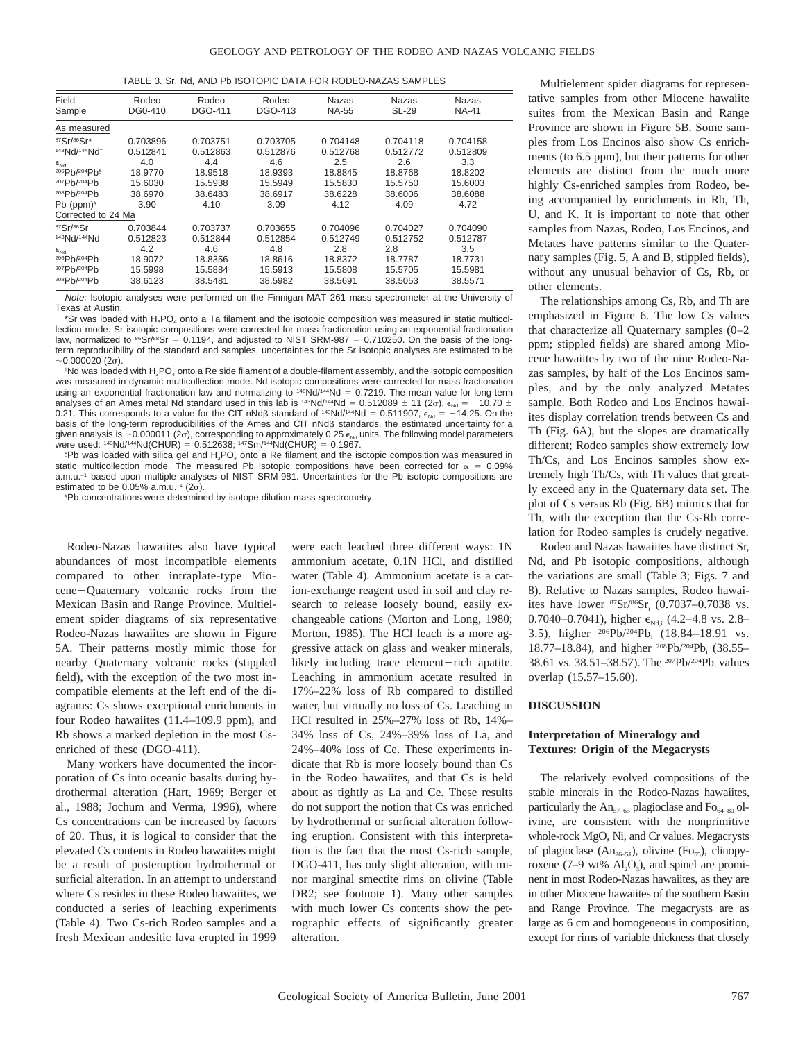TABLE 3. Sr, Nd, AND Pb ISOTOPIC DATA FOR RODEO-NAZAS SAMPLES

| Field Sample | Rodeo DG0-410 | Rodeo DGO-411 | Rodeo DGO-413 | Nazas NA-55 | Nazas SL-29 | Nazas NA-41 |
|---|---|---|---|---|---|---|
| As measured | | | | | | |
| $^{87}Sr/^{86}Sr$* | 0.703896 | 0.703751 | 0.703705 | 0.704148 | 0.704118 | 0.704158 |
| $^{143}Nd/^{144}Nd$† | 0.512841 | 0.512863 | 0.512876 | 0.512768 | 0.512772 | 0.512809 |
| $\epsilon_{Nd}$ | 4.0 | 4.4 | 4.6 | 2.5 | 2.6 | 3.3 |
| $^{206}Pb/^{204}Pb$§ | 18.9770 | 18.9518 | 18.9393 | 18.8845 | 18.8768 | 18.8202 |
| $^{207}Pb/^{204}Pb$ | 15.6030 | 15.5938 | 15.5949 | 15.5830 | 15.5750 | 15.6003 |
| $^{208}Pb/^{204}Pb$ | 38.6970 | 38.6483 | 38.6917 | 38.6228 | 38.6006 | 38.6088 |
| Pb (ppm)# | 3.90 | 4.10 | 3.09 | 4.12 | 4.09 | 4.72 |
| Corrected to 24 Ma | | | | | | |
| $^{87}Sr/^{86}Sr$ | 0.703844 | 0.703737 | 0.703655 | 0.704096 | 0.704027 | 0.704090 |
| $^{143}Nd/^{144}Nd$ | 0.512823 | 0.512844 | 0.512854 | 0.512749 | 0.512752 | 0.512787 |
| $\epsilon_{Nd}$ | 4.2 | 4.6 | 4.8 | 2.8 | 2.8 | 3.5 |
| $^{206}Pb/^{204}Pb$ | 18.9072 | 18.8356 | 18.8616 | 18.8372 | 18.7787 | 18.7731 |
| $^{207}Pb/^{204}Pb$ | 15.5998 | 15.5884 | 15.5913 | 15.5808 | 15.5705 | 15.5981 |
| $^{208}Pb/^{204}Pb$ | 38.6123 | 38.5481 | 38.5982 | 38.5691 | 38.5053 | 38.5571 |

*Note:* Isotopic analyses were performed on the Finnigan MAT 261 mass spectrometer at the University of Texas at Austin.

*Sr was loaded with $H_3PO_4$ onto a Ta filament and the isotopic composition was measured in static multicollection mode. Sr isotopic compositions were corrected for mass fractionation using an exponential fractionation law, normalized to $^{86}Sr/^{88}Sr = 0.1194$, and adjusted to NIST SRM-987 = 0.710250. On the basis of the long-term reproducibility of the standard and samples, uncertainties for the Sr isotopic analyses are estimated to be ~0.000020 (2σ).

†Nd was loaded with $H_3PO_4$ onto a Re side filament of a double-filament assembly, and the isotopic composition was measured in dynamic multicollection mode. Nd isotopic compositions were corrected for mass fractionation using an exponential fractionation law and normalizing to $^{146}Nd/^{144}Nd = 0.7219$. The mean value for long-term analyses of an Ames metal Nd standard used in this lab is $^{143}Nd/^{144}Nd = 0.512089 \pm 11$ (2σ), $\epsilon_{Nd} = -10.70 \pm 0.21$. This corresponds to a value for the CIT nNdβ standard of $^{143}Nd/^{144}Nd = 0.511907$, $\epsilon_{Nd} = -14.25$. On the basis of the long-term reproducibilities of the Ames and CIT nNdβ standards, the estimated uncertainty for a given analysis is ~0.000011 (2σ), corresponding to approximately 0.25 $\epsilon_{Nd}$ units. The following model parameters were used: $^{143}Nd/^{144}Nd(CHUR) = 0.512638$; $^{147}Sm/^{144}Nd(CHUR) = 0.1967$.

§Pb was loaded with silica gel and $H_3PO_4$ onto a Re filament and the isotopic composition was measured in static multicollection mode. The measured Pb isotopic compositions have been corrected for α = 0.09% a.m.u.$^{-1}$ based upon multiple analyses of NIST SRM-981. Uncertainties for the Pb isotopic compositions are estimated to be 0.05% a.m.u.$^{-1}$ (2σ).

#Pb concentrations were determined by isotope dilution mass spectrometry.

Rodeo-Nazas hawaiites also have typical abundances of most incompatible elements compared to other intraplate-type Miocene–Quaternary volcanic rocks from the Mexican Basin and Range Province. Multielement spider diagrams of six representative Rodeo-Nazas hawaiites are shown in Figure 5A. Their patterns mostly mimic those for nearby Quaternary volcanic rocks (stippled field), with the exception of the two most incompatible elements at the left end of the diagrams: Cs shows exceptional enrichments in four Rodeo hawaiites (11.4–109.9 ppm), and Rb shows a marked depletion in the most Cs-enriched of these (DGO-411).

Many workers have documented the incorporation of Cs into oceanic basalts during hydrothermal alteration (Hart, 1969; Berger et al., 1988; Jochum and Verma, 1996), where Cs concentrations can be increased by factors of 20. Thus, it is logical to consider that the elevated Cs contents in Rodeo hawaiites might be a result of posteruption hydrothermal or surficial alteration. In an attempt to understand where Cs resides in these Rodeo hawaiites, we conducted a series of leaching experiments (Table 4). Two Cs-rich Rodeo samples and a fresh Mexican andesitic lava erupted in 1999 were each leached three different ways: 1N ammonium acetate, 0.1N HCl, and distilled water (Table 4). Ammonium acetate is a cation-exchange reagent used in soil and clay research to release loosely bound, easily exchangeable cations (Morton and Long, 1980; Morton, 1985). The HCl leach is a more aggressive attack on glass and weaker minerals, likely including trace element–rich apatite. Leaching in ammonium acetate resulted in 17%–22% loss of Rb compared to distilled water, but virtually no loss of Cs. Leaching in HCl resulted in 25%–27% loss of Rb, 14%–34% loss of Cs, 24%–39% loss of La, and 24%–40% loss of Ce. These experiments indicate that Rb is more loosely bound than Cs in the Rodeo hawaiites, and that Cs is held about as tightly as La and Ce. These results do not support the notion that Cs was enriched by hydrothermal or surficial alteration following eruption. Consistent with this interpretation is the fact that the most Cs-rich sample, DGO-411, has only slight alteration, with minor marginal smectite rims on olivine (Table DR2; see footnote 1). Many other samples with much lower Cs contents show the petrographic effects of significantly greater alteration.

Multielement spider diagrams for representative samples from other Miocene hawaiite suites from the Mexican Basin and Range Province are shown in Figure 5B. Some samples from Los Encinos also show Cs enrichments (to 6.5 ppm), but their patterns for other elements are distinct from the much more highly Cs-enriched samples from Rodeo, being accompanied by enrichments in Rb, Th, U, and K. It is important to note that other samples from Nazas, Rodeo, Los Encinos, and Metates have patterns similar to the Quaternary samples (Fig. 5, A and B, stippled fields), without any unusual behavior of Cs, Rb, or other elements.

The relationships among Cs, Rb, and Th are emphasized in Figure 6. The low Cs values that characterize all Quaternary samples (0–2 ppm; stippled fields) are shared among Miocene hawaiites by two of the nine Rodeo-Nazas samples, by half of the Los Encinos samples, and by the only analyzed Metates sample. Both Rodeo and Los Encinos hawaiites display correlation trends between Cs and Th (Fig. 6A), but the slopes are dramatically different; Rodeo samples show extremely low Th/Cs, and Los Encinos samples show extremely high Th/Cs, with Th values that greatly exceed any in the Quaternary data set. The plot of Cs versus Rb (Fig. 6B) mimics that for Th, with the exception that the Cs-Rb correlation for Rodeo samples is crudely negative.

Rodeo and Nazas hawaiites have distinct Sr, Nd, and Pb isotopic compositions, although the variations are small (Table 3; Figs. 7 and 8). Relative to Nazas samples, Rodeo hawaiites have lower $^{87}Sr/^{86}Sr_i$ (0.7037–0.7038 vs. 0.7040–0.7041), higher $\epsilon_{Nd,i}$ (4.2–4.8 vs. 2.8–3.5), higher $^{206}Pb/^{204}Pb_i$ (18.84–18.91 vs. 18.77–18.84), and higher $^{208}Pb/^{204}Pb_i$ (38.55–38.61 vs. 38.51–38.57). The $^{207}Pb/^{204}Pb_i$ values overlap (15.57–15.60).

## DISCUSSION

### Interpretation of Mineralogy and Textures: Origin of the Megacrysts

The relatively evolved compositions of the stable minerals in the Rodeo-Nazas hawaiites, particularly the $An_{57-65}$ plagioclase and $Fo_{64-80}$ olivine, are consistent with the nonprimitive whole-rock MgO, Ni, and Cr values. Megacrysts of plagioclase ($An_{26-51}$), olivine ($Fo_{55}$), clinopyroxene (7–9 wt% $Al_2O_3$), and spinel are prominent in most Rodeo-Nazas hawaiites, as they are in other Miocene hawaiites of the southern Basin and Range Province. The megacrysts are as large as 6 cm and homogeneous in composition, except for rims of variable thickness that closely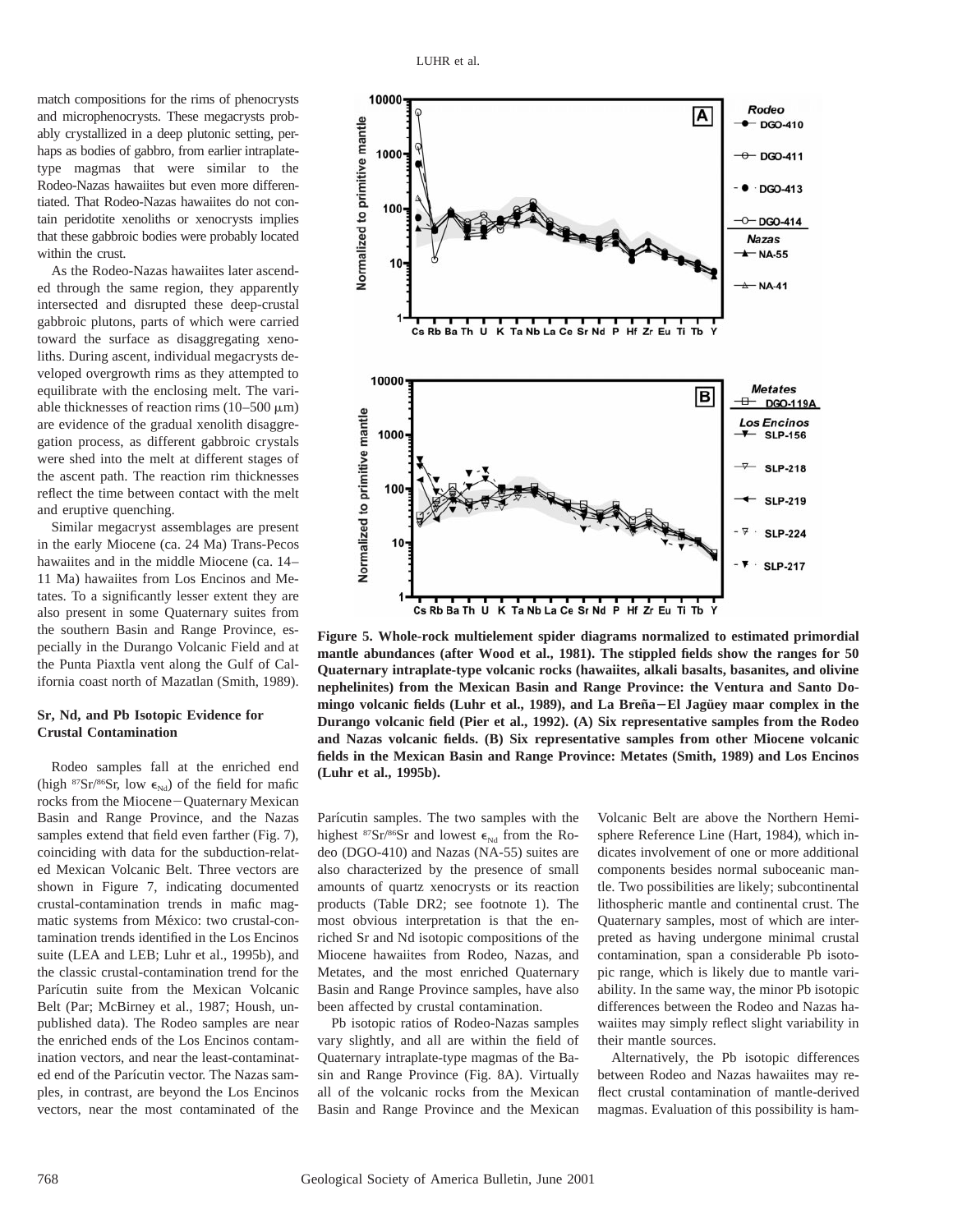match compositions for the rims of phenocrysts and microphenocrysts. These megacrysts probably crystallized in a deep plutonic setting, perhaps as bodies of gabbro, from earlier intraplate-type magmas that were similar to the Rodeo-Nazas hawaiites but even more differentiated. That Rodeo-Nazas hawaiites do not contain peridotite xenoliths or xenocrysts implies that these gabbroic bodies were probably located within the crust.

As the Rodeo-Nazas hawaiites later ascended through the same region, they apparently intersected and disrupted these deep-crustal gabbroic plutons, parts of which were carried toward the surface as disaggregating xenoliths. During ascent, individual megacrysts developed overgrowth rims as they attempted to equilibrate with the enclosing melt. The variable thicknesses of reaction rims (10–500 μm) are evidence of the gradual xenolith disaggregation process, as different gabbroic crystals were shed into the melt at different stages of the ascent path. The reaction rim thicknesses reflect the time between contact with the melt and eruptive quenching.

Similar megacryst assemblages are present in the early Miocene (ca. 24 Ma) Trans-Pecos hawaiites and in the middle Miocene (ca. 14–11 Ma) hawaiites from Los Encinos and Metates. To a significantly lesser extent they are also present in some Quaternary suites from the southern Basin and Range Province, especially in the Durango Volcanic Field and at the Punta Piaxtla vent along the Gulf of California coast north of Mazatlan (Smith, 1989).

### Sr, Nd, and Pb Isotopic Evidence for Crustal Contamination

Rodeo samples fall at the enriched end (high $^{87}Sr/^{86}Sr$, low $\epsilon_{Nd}$) of the field for mafic rocks from the Miocene−Quaternary Mexican Basin and Range Province, and the Nazas samples extend that field even farther (Fig. 7), coinciding with data for the subduction-related Mexican Volcanic Belt. Three vectors are shown in Figure 7, indicating documented crustal-contamination trends in mafic magmatic systems from México: two crustal-contamination trends identified in the Los Encinos suite (LEA and LEB; Luhr et al., 1995b), and the classic crustal-contamination trend for the Parícutin suite from the Mexican Volcanic Belt (Par; McBirney et al., 1987; Housh, unpublished data). The Rodeo samples are near the enriched ends of the Los Encinos contamination vectors, and near the least-contaminated end of the Parícutin vector. The Nazas samples, in contrast, are beyond the Los Encinos vectors, near the most contaminated of the Parícutin samples. The two samples with the highest $^{87}Sr/^{86}Sr$ and lowest $\epsilon_{Nd}$ from the Rodeo (DGO-410) and Nazas (NA-55) suites are also characterized by the presence of small amounts of quartz xenocrysts or its reaction products (Table DR2; see footnote 1). The most obvious interpretation is that the enriched Sr and Nd isotopic compositions of the Miocene hawaiites from Rodeo, Nazas, and Metates, and the most enriched Quaternary Basin and Range Province samples, have also been affected by crustal contamination.

Pb isotopic ratios of Rodeo-Nazas samples vary slightly, and all are within the field of Quaternary intraplate-type magmas of the Basin and Range Province (Fig. 8A). Virtually all of the volcanic rocks from the Mexican Basin and Range Province and the Mexican Volcanic Belt are above the Northern Hemisphere Reference Line (Hart, 1984), which indicates involvement of one or more additional components besides normal suboceanic mantle. Two possibilities are likely; subcontinental lithospheric mantle and continental crust. The Quaternary samples, most of which are interpreted as having undergone minimal crustal contamination, span a considerable Pb isotopic range, which is likely due to mantle variability. In the same way, the minor Pb isotopic differences between the Rodeo and Nazas hawaiites may simply reflect slight variability in their mantle sources.

Alternatively, the Pb isotopic differences between Rodeo and Nazas hawaiites may reflect crustal contamination of mantle-derived magmas. Evaluation of this possibility is ham-

**Figure 5. Whole-rock multielement spider diagrams normalized to estimated primordial mantle abundances (after Wood et al., 1981). The stippled fields show the ranges for 50 Quaternary intraplate-type volcanic rocks (hawaiites, alkali basalts, basanites, and olivine nephelinites) from the Mexican Basin and Range Province: the Ventura and Santo Domingo volcanic fields (Luhr et al., 1989), and La Breña−El Jagüey maar complex in the Durango volcanic field (Pier et al., 1992). (A) Six representative samples from the Rodeo and Nazas volcanic fields. (B) Six representative samples from other Miocene volcanic fields in the Mexican Basin and Range Province: Metates (Smith, 1989) and Los Encinos (Luhr et al., 1995b).**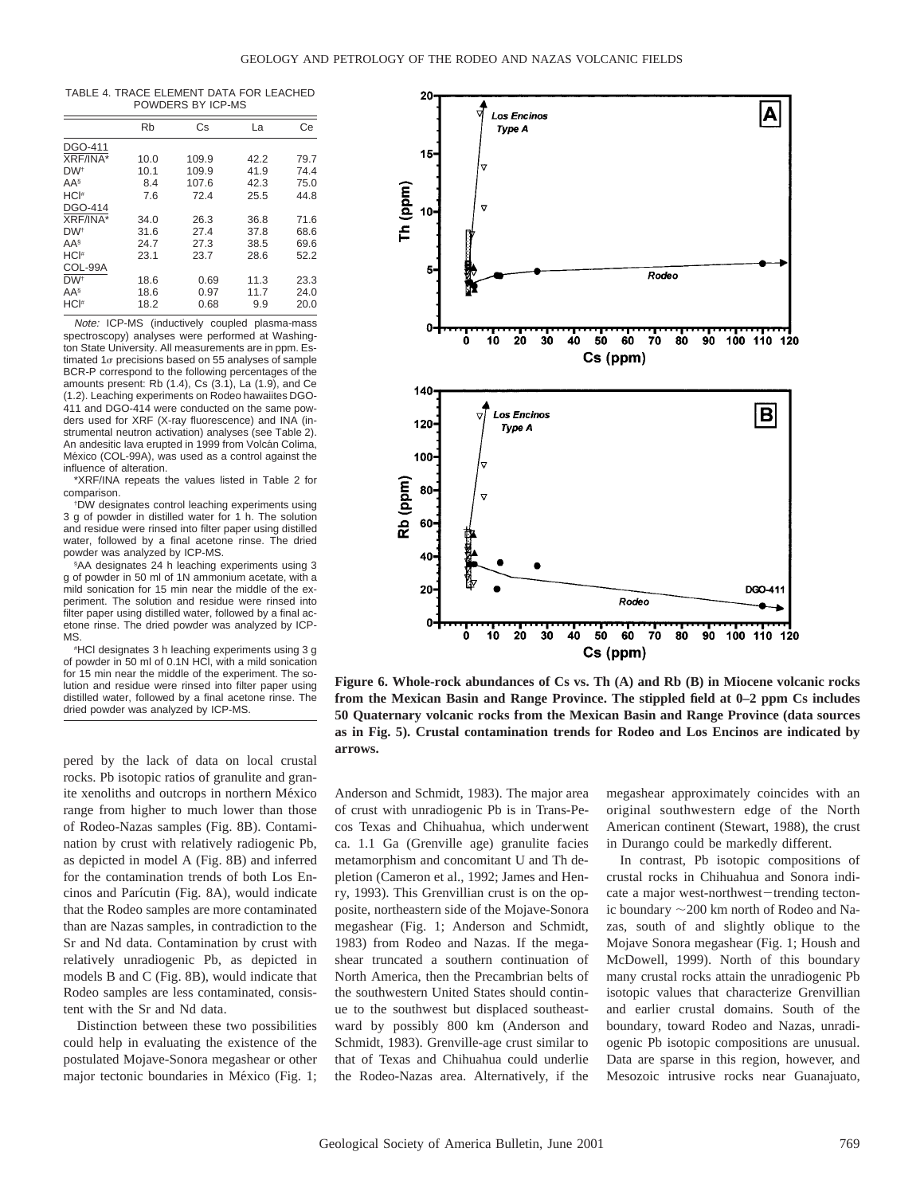TABLE 4. TRACE ELEMENT DATA FOR LEACHED POWDERS BY ICP-MS

| | Rb | Cs | La | Ce |
|---|---|---|---|---|
| DGO-411 | | | | |
| XRF/INA* | 10.0 | 109.9 | 42.2 | 79.7 |
| DW† | 10.1 | 109.9 | 41.9 | 74.4 |
| AA§ | 8.4 | 107.6 | 42.3 | 75.0 |
| HCl# | 7.6 | 72.4 | 25.5 | 44.8 |
| DGO-414 | | | | |
| XRF/INA* | 34.0 | 26.3 | 36.8 | 71.6 |
| DW† | 31.6 | 27.4 | 37.8 | 68.6 |
| AA§ | 24.7 | 27.3 | 38.5 | 69.6 |
| HCl# | 23.1 | 23.7 | 28.6 | 52.2 |
| COL-99A | | | | |
| DW† | 18.6 | 0.69 | 11.3 | 23.3 |
| AA§ | 18.6 | 0.97 | 11.7 | 24.0 |
| HCl# | 18.2 | 0.68 | 9.9 | 20.0 |

*Note:* ICP-MS (inductively coupled plasma-mass spectroscopy) analyses were performed at Washington State University. All measurements are in ppm. Estimated 1$\sigma$ precisions based on 55 analyses of sample BCR-P correspond to the following percentages of the amounts present: Rb (1.4), Cs (3.1), La (1.9), and Ce (1.2). Leaching experiments on Rodeo hawaiites DGO-411 and DGO-414 were conducted on the same powders used for XRF (X-ray fluorescence) and INA (instrumental neutron activation) analyses (see Table 2). An andesitic lava erupted in 1999 from Volcán Colima, México (COL-99A), was used as a control against the influence of alteration.

*XRF/INA repeats the values listed in Table 2 for comparison.

†DW designates control leaching experiments using 3 g of powder in distilled water for 1 h. The solution and residue were rinsed into filter paper using distilled water, followed by a final acetone rinse. The dried powder was analyzed by ICP-MS.

§AA designates 24 h leaching experiments using 3 g of powder in 50 ml of 1N ammonium acetate, with a mild sonication for 15 min near the middle of the experiment. The solution and residue were rinsed into filter paper using distilled water, followed by a final acetone rinse. The dried powder was analyzed by ICP-MS.

#HCl designates 3 h leaching experiments using 3 g of powder in 50 ml of 0.1N HCl, with a mild sonication for 15 min near the middle of the experiment. The solution and residue were rinsed into filter paper using distilled water, followed by a final acetone rinse. The dried powder was analyzed by ICP-MS.

**Figure 6. Whole-rock abundances of Cs vs. Th (A) and Rb (B) in Miocene volcanic rocks from the Mexican Basin and Range Province. The stippled field at 0–2 ppm Cs includes 50 Quaternary volcanic rocks from the Mexican Basin and Range Province (data sources as in Fig. 5). Crustal contamination trends for Rodeo and Los Encinos are indicated by arrows.**

pered by the lack of data on local crustal rocks. Pb isotopic ratios of granulite and granite xenoliths and outcrops in northern México range from higher to much lower than those of Rodeo-Nazas samples (Fig. 8B). Contamination by crust with relatively radiogenic Pb, as depicted in model A (Fig. 8B) and inferred for the contamination trends of both Los Encinos and Parícutin (Fig. 8A), would indicate that the Rodeo samples are more contaminated than are Nazas samples, in contradiction to the Sr and Nd data. Contamination by crust with relatively unradiogenic Pb, as depicted in models B and C (Fig. 8B), would indicate that Rodeo samples are less contaminated, consistent with the Sr and Nd data.

Distinction between these two possibilities could help in evaluating the existence of the postulated Mojave-Sonora megashear or other major tectonic boundaries in México (Fig. 1; Anderson and Schmidt, 1983). The major area of crust with unradiogenic Pb is in Trans-Pecos Texas and Chihuahua, which underwent ca. 1.1 Ga (Grenville age) granulite facies metamorphism and concomitant U and Th depletion (Cameron et al., 1992; James and Henry, 1993). This Grenvillian crust is on the opposite, northeastern side of the Mojave-Sonora megashear (Fig. 1; Anderson and Schmidt, 1983) from Rodeo and Nazas. If the megashear truncated a southern continuation of North America, then the Precambrian belts of the southwestern United States should continue to the southwest but displaced southeastward by possibly 800 km (Anderson and Schmidt, 1983). Grenville-age crust similar to that of Texas and Chihuahua could underlie the Rodeo-Nazas area. Alternatively, if the megashear approximately coincides with an original southwestern edge of the North American continent (Stewart, 1988), the crust in Durango could be markedly different.

In contrast, Pb isotopic compositions of crustal rocks in Chihuahua and Sonora indicate a major west-northwest–trending tectonic boundary ~200 km north of Rodeo and Nazas, south of and slightly oblique to the Mojave Sonora megashear (Fig. 1; Housh and McDowell, 1999). North of this boundary many crustal rocks attain the unradiogenic Pb isotopic values that characterize Grenvillian and earlier crustal domains. South of the boundary, toward Rodeo and Nazas, unradiogenic Pb isotopic compositions are unusual. Data are sparse in this region, however, and Mesozoic intrusive rocks near Guanajuato,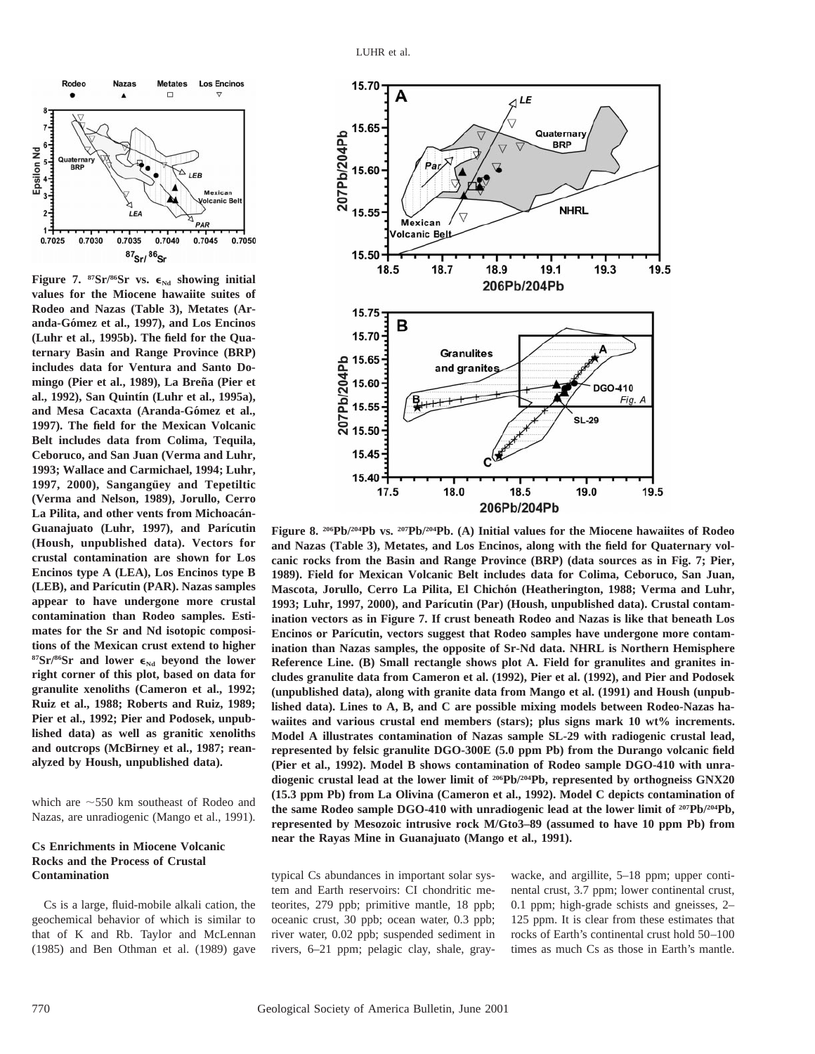Figure 7. $^{87}Sr/^{86}Sr$ vs. $\epsilon_{Nd}$ showing initial values for the Miocene hawaiite suites of Rodeo and Nazas (Table 3), Metates (Aranda-Gómez et al., 1997), and Los Encinos (Luhr et al., 1995b). The field for the Quaternary Basin and Range Province (BRP) includes data for Ventura and Santo Domingo (Pier et al., 1989), La Breña (Pier et al., 1992), San Quintín (Luhr et al., 1995a), and Mesa Cacaxta (Aranda-Gómez et al., 1997). The field for the Mexican Volcanic Belt includes data from Colima, Tequila, Ceboruco, and San Juan (Verma and Luhr, 1993; Wallace and Carmichael, 1994; Luhr, 1997, 2000), Sangangüey and Tepetiltic (Verma and Nelson, 1989), Jorullo, Cerro La Pilita, and other vents from Michoacán-Guanajuato (Luhr, 1997), and Parícutin (Housh, unpublished data). Vectors for crustal contamination are shown for Los Encinos type A (LEA), Los Encinos type B (LEB), and Parícutin (PAR). Nazas samples appear to have undergone more crustal contamination than Rodeo samples. Estimates for the Sr and Nd isotopic compositions of the Mexican crust extend to higher $^{87}Sr/^{86}Sr$ and lower $\epsilon_{Nd}$ beyond the lower right corner of this plot, based on data for granulite xenoliths (Cameron et al., 1992; Ruiz et al., 1988; Roberts and Ruiz, 1989; Pier et al., 1992; Pier and Podosek, unpublished data) as well as granitic xenoliths and outcrops (McBirney et al., 1987; reanalyzed by Housh, unpublished data).

which are ~550 km southeast of Rodeo and Nazas, are unradiogenic (Mango et al., 1991).

Figure 8. $^{206}Pb/^{204}Pb$ vs. $^{207}Pb/^{204}Pb$. (A) Initial values for the Miocene hawaiites of Rodeo and Nazas (Table 3), Metates, and Los Encinos, along with the field for Quaternary volcanic rocks from the Basin and Range Province (BRP) (data sources as in Fig. 7; Pier, 1989). Field for Mexican Volcanic Belt includes data for Colima, Ceboruco, San Juan, Mascota, Jorullo, Cerro La Pilita, El Chichón (Heatherington, 1988; Verma and Luhr, 1993; Luhr, 1997, 2000), and Parícutin (Par) (Housh, unpublished data). Crustal contamination vectors as in Figure 7. If crust beneath Rodeo and Nazas is like that beneath Los Encinos or Parícutin, vectors suggest that Rodeo samples have undergone more contamination than Nazas samples, the opposite of Sr-Nd data. NHRL is Northern Hemisphere Reference Line. (B) Small rectangle shows plot A. Field for granulites and granites includes granulite data from Cameron et al. (1992), Pier et al. (1992), and Pier and Podosek (unpublished data), along with granite data from Mango et al. (1991) and Housh (unpublished data). Lines to A, B, and C are possible mixing models between Rodeo-Nazas hawaiites and various crustal end members (stars); plus signs mark 10 wt% increments. Model A illustrates contamination of Nazas sample SL-29 with radiogenic crustal lead, represented by felsic granulite DGO-300E (5.0 ppm Pb) from the Durango volcanic field (Pier et al., 1992). Model B shows contamination of Rodeo sample DGO-410 with unradiogenic crustal lead at the lower limit of $^{206}Pb/^{204}Pb$, represented by orthogneiss GNX20 (15.3 ppm Pb) from La Olivina (Cameron et al., 1992). Model C depicts contamination of the same Rodeo sample DGO-410 with unradiogenic lead at the lower limit of $^{207}Pb/^{204}Pb$, represented by Mesozoic intrusive rock M/Gto3–89 (assumed to have 10 ppm Pb) from near the Rayas Mine in Guanajuato (Mango et al., 1991).

### Cs Enrichments in Miocene Volcanic Rocks and the Process of Crustal Contamination

Cs is a large, fluid-mobile alkali cation, the geochemical behavior of which is similar to that of K and Rb. Taylor and McLennan (1985) and Ben Othman et al. (1989) gave typical Cs abundances in important solar system and Earth reservoirs: CI chondritic meteorites, 279 ppb; primitive mantle, 18 ppb; oceanic crust, 30 ppb; ocean water, 0.3 ppb; river water, 0.02 ppb; suspended sediment in rivers, 6–21 ppm; pelagic clay, shale, graywacke, and argillite, 5–18 ppm; upper continental crust, 3.7 ppm; lower continental crust, 0.1 ppm; high-grade schists and gneisses, 2–125 ppm. It is clear from these estimates that rocks of Earth's continental crust hold 50–100 times as much Cs as those in Earth's mantle.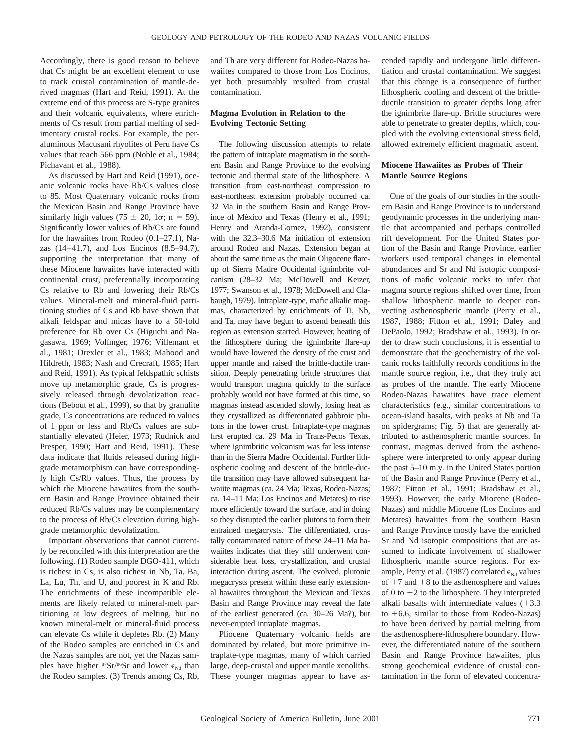Accordingly, there is good reason to believe that Cs might be an excellent element to use to track crustal contamination of mantle-derived magmas (Hart and Reid, 1991). At the extreme end of this process are S-type granites and their volcanic equivalents, where enrichments of Cs result from partial melting of sedimentary crustal rocks. For example, the peraluminous Macusani rhyolites of Peru have Cs values that reach 566 ppm (Noble et al., 1984; Pichavant et al., 1988).

As discussed by Hart and Reid (1991), oceanic volcanic rocks have Rb/Cs values close to 85. Most Quaternary volcanic rocks from the Mexican Basin and Range Province have similarly high values ($75 \pm 20$, $1\sigma$; $n = 59$). Significantly lower values of Rb/Cs are found for the hawaiites from Rodeo (0.1–27.1), Nazas (14–41.7), and Los Encinos (8.5–94.7), supporting the interpretation that many of these Miocene hawaiites have interacted with continental crust, preferentially incorporating Cs relative to Rb and lowering their Rb/Cs values. Mineral-melt and mineral-fluid partitioning studies of Cs and Rb have shown that alkali feldspar and micas have to a 50-fold preference for Rb over Cs (Higuchi and Nagasawa, 1969; Volfinger, 1976; Villemant et al., 1981; Drexler et al., 1983; Mahood and Hildreth, 1983; Nash and Crecraft, 1985; Hart and Reid, 1991). As typical feldspathic schists move up metamorphic grade, Cs is progressively released through devolatization reactions (Bebout et al., 1999), so that by granulite grade, Cs concentrations are reduced to values of 1 ppm or less and Rb/Cs values are substantially elevated (Heier, 1973; Rudnick and Presper, 1990; Hart and Reid, 1991). These data indicate that fluids released during high-grade metamorphism can have correspondingly high Cs/Rb values. Thus, the process by which the Miocene hawaiites from the southern Basin and Range Province obtained their reduced Rb/Cs values may be complementary to the process of Rb/Cs elevation during high-grade metamorphic devolatization.

Important observations that cannot currently be reconciled with this interpretation are the following. (1) Rodeo sample DGO-411, which is richest in Cs, is also richest in Nb, Ta, Ba, La, Lu, Th, and U, and poorest in K and Rb. The enrichments of these incompatible elements are likely related to mineral-melt partitioning at low degrees of melting, but no known mineral-melt or mineral-fluid process can elevate Cs while it depletes Rb. (2) Many of the Rodeo samples are enriched in Cs and the Nazas samples are not, yet the Nazas samples have higher $^{87}Sr/^{86}Sr$ and lower $\epsilon_{Nd}$ than the Rodeo samples. (3) Trends among Cs, Rb, and Th are very different for Rodeo-Nazas hawaiites compared to those from Los Encinos, yet both presumably resulted from crustal contamination.

## Magma Evolution in Relation to the Evolving Tectonic Setting

The following discussion attempts to relate the pattern of intraplate magmatism in the southern Basin and Range Province to the evolving tectonic and thermal state of the lithosphere. A transition from east-northeast compression to east-northeast extension probably occurred ca. 32 Ma in the southern Basin and Range Province of México and Texas (Henry et al., 1991; Henry and Aranda-Gomez, 1992), consistent with the 32.3–30.6 Ma initiation of extension around Rodeo and Nazas. Extension began at about the same time as the main Oligocene flare-up of Sierra Madre Occidental ignimbrite volcanism (28–32 Ma; McDowell and Keizer, 1977; Swanson et al., 1978; McDowell and Clabaugh, 1979). Intraplate-type, mafic alkalic magmas, characterized by enrichments of Ti, Nb, and Ta, may have begun to ascend beneath this region as extension started. However, heating of the lithosphere during the ignimbrite flare-up would have lowered the density of the crust and upper mantle and raised the brittle-ductile transition. Deeply penetrating brittle structures that would transport magma quickly to the surface probably would not have formed at this time, so magmas instead ascended slowly, losing heat as they crystallized as differentiated gabbroic plutons in the lower crust. Intraplate-type magmas first erupted ca. 29 Ma in Trans-Pecos Texas, where ignimbritic volcanism was far less intense than in the Sierra Madre Occidental. Further lithospheric cooling and descent of the brittle-ductile transition may have allowed subsequent hawaiite magmas (ca. 24 Ma; Texas, Rodeo-Nazas; ca. 14–11 Ma; Los Encinos and Metates) to rise more efficiently toward the surface, and in doing so they disrupted the earlier plutons to form their entrained megacrysts. The differentiated, crustally contaminated nature of these 24–11 Ma hawaiites indicates that they still underwent considerable heat loss, crystallization, and crustal interaction during ascent. The evolved, plutonic megacrysts present within these early extensional hawaiites throughout the Mexican and Texas Basin and Range Province may reveal the fate of the earliest generated (ca. 30–26 Ma?), but never-erupted intraplate magmas.

Pliocene–Quaternary volcanic fields are dominated by related, but more primitive intraplate-type magmas, many of which carried large, deep-crustal and upper mantle xenoliths. These younger magmas appear to have ascended rapidly and undergone little differentiation and crustal contamination. We suggest that this change is a consequence of further lithospheric cooling and descent of the brittle-ductile transition to greater depths long after the ignimbrite flare-up. Brittle structures were able to penetrate to greater depths, which, coupled with the evolving extensional stress field, allowed extremely efficient magmatic ascent.

## Miocene Hawaiites as Probes of Their Mantle Source Regions

One of the goals of our studies in the southern Basin and Range Province is to understand geodynamic processes in the underlying mantle that accompanied and perhaps controlled rift development. For the United States portion of the Basin and Range Province, earlier workers used temporal changes in elemental abundances and Sr and Nd isotopic compositions of mafic volcanic rocks to infer that magma source regions shifted over time, from shallow lithospheric mantle to deeper convecting asthenospheric mantle (Perry et al., 1987, 1988; Fitton et al., 1991; Daley and DePaolo, 1992; Bradshaw et al., 1993). In order to draw such conclusions, it is essential to demonstrate that the geochemistry of the volcanic rocks faithfully records conditions in the mantle source region, i.e., that they truly act as probes of the mantle. The early Miocene Rodeo-Nazas hawaiites have trace element characteristics (e.g., similar concentrations to ocean-island basalts, with peaks at Nb and Ta on spidergrams; Fig. 5) that are generally attributed to asthenospheric mantle sources. In contrast, magmas derived from the asthenosphere were interpreted to only appear during the past 5–10 m.y. in the United States portion of the Basin and Range Province (Perry et al., 1987; Fitton et al., 1991; Bradshaw et al., 1993). However, the early Miocene (Rodeo-Nazas) and middle Miocene (Los Encinos and Metates) hawaiites from the southern Basin and Range Province mostly have the enriched Sr and Nd isotopic compositions that are assumed to indicate involvement of shallower lithospheric mantle source regions. For example, Perry et al. (1987) correlated $\epsilon_{Nd}$ values of +7 and +8 to the asthenosphere and values of 0 to +2 to the lithosphere. They interpreted alkali basalts with intermediate values (+3.3 to +6.6, similar to those from Rodeo-Nazas) to have been derived by partial melting from the asthenosphere-lithosphere boundary. However, the differentiated nature of the southern Basin and Range Province hawaiites, plus strong geochemical evidence of crustal contamination in the form of elevated concentra-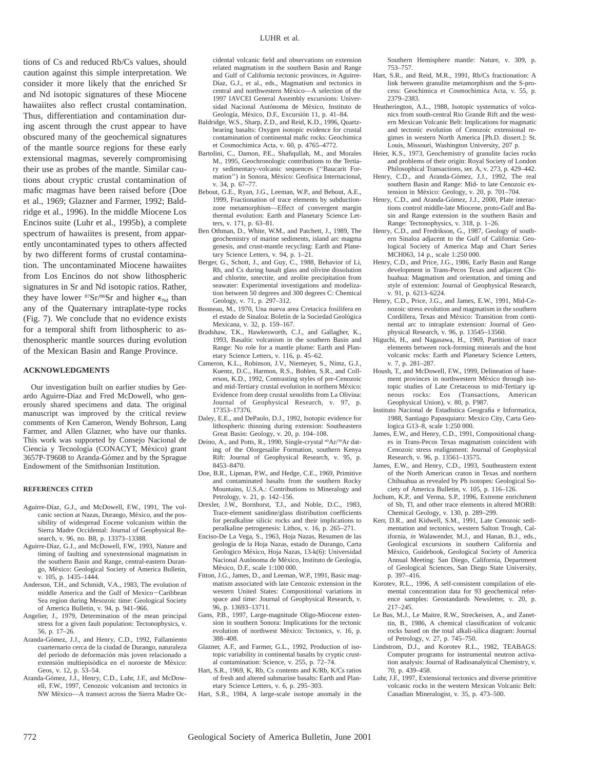tions of Cs and reduced Rb/Cs values, should caution against this simple interpretation. We consider it more likely that the enriched Sr and Nd isotopic signatures of these Miocene hawaiites also reflect crustal contamination. Thus, differentiation and contamination during ascent through the crust appear to have obscured many of the geochemical signatures of the mantle source regions for these early extensional magmas, severely compromising their use as probes of the mantle. Similar cautions about cryptic crustal contamination of mafic magmas have been raised before (Doe et al., 1969; Glazner and Farmer, 1992; Baldridge et al., 1996). In the middle Miocene Los Encinos suite (Luhr et al., 1995b), a complete spectrum of hawaiites is present, from apparently uncontaminated types to others affected by two different forms of crustal contamination. The uncontaminated Miocene hawaiites from Los Encinos do not show lithospheric signatures in Sr and Nd isotopic ratios. Rather, they have lower $^{87}Sr/^{86}Sr$ and higher $\epsilon_{Nd}$ than any of the Quaternary intraplate-type rocks (Fig. 7). We conclude that no evidence exists for a temporal shift from lithospheric to asthenospheric mantle sources during evolution of the Mexican Basin and Range Province.

## ACKNOWLEDGMENTS

Our investigation built on earlier studies by Gerardo Aguirre-Díaz and Fred McDowell, who generously shared specimens and data. The original manuscript was improved by the critical review comments of Ken Cameron, Wendy Bohrson, Lang Farmer, and Allen Glazner, who have our thanks. This work was supported by Consejo Nacional de Ciencia y Tecnología (CONACYT, México) grant 3657P-T9608 to Aranda-Gómez and by the Sprague Endowment of the Smithsonian Institution.

### REFERENCES CITED

- Aguirre-Díaz, G.J., and McDowell, F.W., 1991, The volcanic section at Nazas, Durango, México, and the possibility of widespread Eocene volcanism within the Sierra Madre Occidental: Journal of Geophysical Research, v. 96, no. B8, p. 13373–13388.
- Aguirre-Díaz, G.J., and McDowell, F.W., 1993, Nature and timing of faulting and synextensional magmatism in the southern Basin and Range, central-eastern Durango, México: Geological Society of America Bulletin, v. 105, p. 1435–1444.
- Anderson, T.H., and Schmidt, V.A., 1983, The evolution of middle America and the Gulf of Mexico−Caribbean Sea region during Mesozoic time: Geological Society of America Bulletin, v. 94, p. 941–966.
- Angelier, J., 1979, Determination of the mean principal stress for a given fault population: Tectonophysics, v. 56, p. 17–26.
- Aranda-Gómez, J.J., and Henry, C.D., 1992, Fallamiento cuarternario cerca de la ciudad de Durango, naturaleza del período de deformación más joven relacionado a extensión multiepisódica en el noroeste de México: Geos, v. 12, p. 53–54.
- Aranda-Gómez, J.J., Henry, C.D., Luhr, J.F., and McDowell, F.W., 1997, Cenozoic volcanism and tectonics in NW México—A transect across the Sierra Madre Occidental volcanic field and observations on extension related magmatism in the southern Basin and Range and Gulf of California tectonic provinces, *in* Aguirre-Díaz, G.J., et al., eds., Magmatism and tectonics in central and northwestern México—A selection of the 1997 IAVCEI General Assembly excursions: Universidad Nacional Autónoma de México, Instituto de Geología, México, D.F., Excursión 11, p. 41–84.
- Baldridge, W.S., Sharp, Z.D., and Reid, K.D., 1996, Quartz-bearing basalts: Oxygen isotopic evidence for crustal contamination of continental mafic rocks: Geochimica et Cosmochimica Acta, v. 60, p. 4765–4772.
- Bartolini, C., Damon, P.E., Shafiqullah, M., and Morales M., 1995, Geochronologic contributions to the Tertiary sedimentary-volcanic sequences (''Baucarit Formation'') in Sonora, México: Geofísica Internacional, v. 34, p. 67–77.
- Bebout, G.E., Ryan, J.G., Leeman, W.P., and Bebout, A.E., 1999, Fractionation of trace elements by subduction-zone metamorphism—Effect of convergent margin thermal evolution: Earth and Planetary Science Letters, v. 171, p. 63–81.
- Ben Othman, D., White, W.M., and Patchett, J., 1989, The geochemistry of marine sediments, island arc magma genesis, and crust-mantle recycling: Earth and Planetary Science Letters, v. 94, p. 1–21.
- Berger, G., Schott, J., and Guy, C., 1988, Behavior of Li, Rb, and Cs during basalt glass and olivine dissolution and chlorite, smectite, and zeolite precipitation from seawater: Experimental investigations and modelization between 50 degrees and 300 degrees C: Chemical Geology, v. 71, p. 297–312.
- Bonneau, M., 1970, Una nueva area Cretacica fosilifera en el estado de Sinaloa: Boletín de la Sociedad Geológica Mexicana, v. 32, p. 159–167.
- Bradshaw, T.K., Hawkesworth, C.J., and Gallagher, K., 1993, Basaltic volcanism in the southern Basin and Range: No role for a mantle plume: Earth and Planetary Science Letters, v. 116, p. 45–62.
- Cameron, K.L., Robinson, J.V., Niemeyer, S., Nimz, G.J., Kuentz, D.C., Harmon, R.S., Bohlen, S.R., and Collerson, K.D., 1992, Contrasting styles of pre-Cenozoic and mid-Tertiary crustal evolution in northern México: Evidence from deep crustal xenoliths from La Olivina: Journal of Geophysical Research, v. 97, p. 17353–17376.
- Daley, E.E., and DePaolo, D.J., 1992, Isotopic evidence for lithospheric thinning during extension: Southeastern Great Basin: Geology, v. 20, p. 104–108.
- Deino, A., and Potts, R., 1990, Single-crystal $^{40}Ar/^{39}Ar$ dating of the Olorgesailie Formation, southern Kenya Rift: Journal of Geophysical Research, v. 95, p. 8453–8470.
- Doe, B.R., Lipman, P.W., and Hedge, C.E., 1969, Primitive and contaminated basalts from the southern Rocky Mountains, U.S.A.: Contributions to Mineralogy and Petrology, v. 21, p. 142–156.
- Drexler, J.W., Bornhorst, T.J., and Noble, D.C., 1983, Trace-element sanidine/glass distribution coefficients for peralkaline silicic rocks and their implications to peralkaline petrogenesis: Lithos, v. 16, p. 265–271.
- Enciso-De La Vega, S., 1963, Hoja Nazas, Resumen de las geologia de la Hoja Nazas, estado de Durango, Carta Geologico México, Hoja Nazas, 13-k(6): Universidad Nacional Autónoma de México, Instituto de Geología, México, D.F., scale 1:100 000.
- Fitton, J.G., James, D., and Leeman, W.P., 1991, Basic magmatism associated with late Cenozoic extension in the western United States: Compositional variations in space and time: Journal of Geophysical Research, v. 96, p. 13693–13711.
- Gans, P.B., 1997, Large-magnitude Oligo-Miocene extension in southern Sonora: Implications for the tectonic evolution of northwest México: Tectonics, v. 16, p. 388–408.
- Glazner, A.F., and Farmer, G.L., 1992, Production of isotopic variability in continental basalts by cryptic crustal contamination: Science, v. 255, p. 72–74.
- Hart, S.R., 1969, K, Rb, Cs contents and K/Rb, K/Cs ratios of fresh and altered submarine basalts: Earth and Planetary Science Letters, v. 6, p. 295–303.
- Hart, S.R., 1984, A large-scale isotope anomaly in the Southern Hemisphere mantle: Nature, v. 309, p. 753–757.
- Hart, S.R., and Reid, M.R., 1991, Rb/Cs fractionation: A link between granulite metamorphism and the S-process: Geochimica et Cosmochimica Acta, v. 55, p. 2379–2383.
- Heatherington, A.L., 1988, Isotopic systematics of volcanics from south-central Rio Grande Rift and the western Mexican Volcanic Belt: Implications for magmatic and tectonic evolution of Cenozoic extensional regimes in western North America [Ph.D. dissert.]: St. Louis, Missouri, Washington University, 207 p.
- Heier, K.S., 1973, Geochemistry of granulite facies rocks and problems of their origin: Royal Society of London Philosophical Transactions, ser. A, v. 273, p. 429–442.
- Henry, C.D., and Aranda-Gómez, J.J., 1992, The real southern Basin and Range: Mid- to late Cenozoic extension in México: Geology, v. 20, p. 701–704.
- Henry, C.D., and Aranda-Gómez, J.J., 2000, Plate interactions control middle-late Miocene, proto-Gulf and Basin and Range extension in the southern Basin and Range: Tectonophysics, v. 318, p. 1–26.
- Henry, C.D., and Fredrikson, G., 1987, Geology of southern Sinaloa adjacent to the Gulf of California: Geological Society of America Map and Chart Series MCH063, 14 p., scale 1:250 000.
- Henry, C.D., and Price, J.G., 1986, Early Basin and Range development in Trans-Pecos Texas and adjacent Chihuahua: Magmatism and orientation, and timing and style of extension: Journal of Geophysical Research, v. 91, p. 6213–6224.
- Henry, C.D., Price, J.G., and James, E.W., 1991, Mid-Cenozoic stress evolution and magmatism in the southern Cordillera, Texas and México: Transition from continental arc to intraplate extension: Journal of Geophysical Research, v. 96, p. 13545–13560.
- Higuchi, H., and Nagasawa, H., 1969, Partition of trace elements between rock-forming minerals and the host volcanic rocks: Earth and Planetary Science Letters, v. 7, p. 281–287.
- Housh, T., and McDowell, F.W., 1999, Delineation of basement provinces in northwestern México through isotopic studies of Late Cretaceous to mid-Tertiary igneous rocks: Eos (Transactions, American Geophysical Union), v. 80, p. F987.
- Instituto Nacional de Estadistica Geografia e Informatica, 1988, Santiago Papasquiaro: Mexico City, Carta Geologica G13–8, scale 1:250 000.
- James, E.W., and Henry, C.D., 1991, Compositional changes in Trans-Pecos Texas magmatism coincident with Cenozoic stress realignment: Journal of Geophysical Research, v. 96, p. 13561–13575.
- James, E.W., and Henry, C.D., 1993, Southeastern extent of the North American craton in Texas and northern Chihuahua as revealed by Pb isotopes: Geological Society of America Bulletin, v. 105, p. 116–126.
- Jochum, K.P., and Verma, S.P., 1996, Extreme enrichment of Sb, Tl, and other trace elements in altered MORB: Chemical Geology, v. 130, p. 289–299.
- Kerr, D.R., and Kidwell, S.M., 1991, Late Cenozoic sedimentation and tectonics, western Salton Trough, California, *in* Walawender, M.J., and Hanan, B.J., eds., Geological excursions in southern California and México, Guidebook, Geological Society of America Annual Meeting: San Diego, California, Department of Geological Sciences, San Diego State University, p. 397–416.
- Korotev, R.L., 1996, A self-consistent compilation of elemental concentration data for 93 geochemical reference samples: Geostandards Newsletter, v. 20, p. 217–245.
- Le Bas, M.J., Le Maitre, R.W., Streckeisen, A., and Zanettin, B., 1986, A chemical classification of volcanic rocks based on the total alkali-silica diagram: Journal of Petrology, v. 27, p. 745–750.
- Lindstrom, D.J., and Korotev R.L., 1982, TEABAGS: Computer programs for instrumental neutron activation analysis: Journal of Radioanalytical Chemistry, v. 70, p. 439–458.
- Luhr, J.F., 1997, Extensional tectonics and diverse primitive volcanic rocks in the western Mexican Volcanic Belt: Canadian Mineralogist, v. 35, p. 473–500.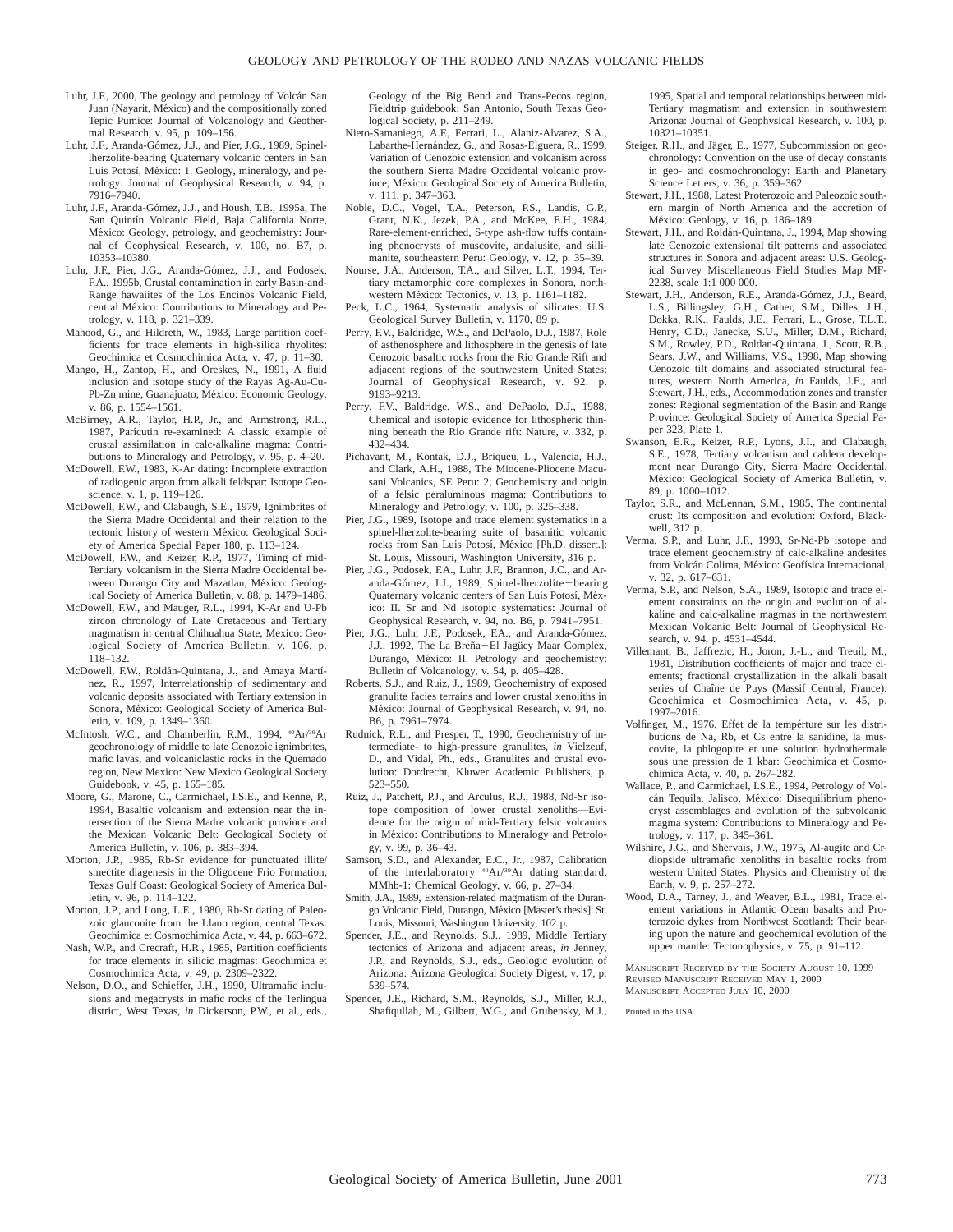Luhr, J.F., 2000, The geology and petrology of Volcán San Juan (Nayarit, México) and the compositionally zoned Tepic Pumice: Journal of Volcanology and Geothermal Research, v. 95, p. 109–156.

Luhr, J.F., Aranda-Gómez, J.J., and Pier, J.G., 1989, Spinel-lherzolite-bearing Quaternary volcanic centers in San Luis Potosí, México: 1. Geology, mineralogy, and petrology: Journal of Geophysical Research, v. 94, p. 7916–7940.

Luhr, J.F., Aranda-Gómez, J.J., and Housh, T.B., 1995a, The San Quintín Volcanic Field, Baja California Norte, México: Geology, petrology, and geochemistry: Journal of Geophysical Research, v. 100, no. B7, p. 10353–10380.

Luhr, J.F., Pier, J.G., Aranda-Gómez, J.J., and Podosek, F.A., 1995b, Crustal contamination in early Basin-and-Range hawaiites of the Los Encinos Volcanic Field, central México: Contributions to Mineralogy and Petrology, v. 118, p. 321–339.

Mahood, G., and Hildreth, W., 1983, Large partition coefficients for trace elements in high-silica rhyolites: Geochimica et Cosmochimica Acta, v. 47, p. 11–30.

Mango, H., Zantop, H., and Oreskes, N., 1991, A fluid inclusion and isotope study of the Rayas Ag-Au-Cu-Pb-Zn mine, Guanajuato, México: Economic Geology, v. 86, p. 1554–1561.

McBirney, A.R., Taylor, H.P., Jr., and Armstrong, R.L., 1987, Parícutin re-examined: A classic example of crustal assimilation in calc-alkaline magma: Contributions to Mineralogy and Petrology, v. 95, p. 4–20.

McDowell, F.W., 1983, K-Ar dating: Incomplete extraction of radiogenic argon from alkali feldspar: Isotope Geoscience, v. 1, p. 119–126.

McDowell, F.W., and Clabaugh, S.E., 1979, Ignimbrites of the Sierra Madre Occidental and their relation to the tectonic history of western México: Geological Society of America Special Paper 180, p. 113–124.

McDowell, F.W., and Keizer, R.P., 1977, Timing of mid-Tertiary volcanism in the Sierra Madre Occidental between Durango City and Mazatlan, México: Geological Society of America Bulletin, v. 88, p. 1479–1486.

McDowell, F.W., and Mauger, R.L., 1994, K-Ar and U-Pb zircon chronology of Late Cretaceous and Tertiary magmatism in central Chihuahua State, Mexico: Geological Society of America Bulletin, v. 106, p. 118–132.

McDowell, F.W., Roldán-Quintana, J., and Amaya Martínez, R., 1997, Interrelationship of sedimentary and volcanic deposits associated with Tertiary extension in Sonora, México: Geological Society of America Bulletin, v. 109, p. 1349–1360.

McIntosh, W.C., and Chamberlin, R.M., 1994, $^{40}Ar/^{39}Ar$ geochronology of middle to late Cenozoic ignimbrites, mafic lavas, and volcaniclastic rocks in the Quemado region, New Mexico: New Mexico Geological Society Guidebook, v. 45, p. 165–185.

Moore, G., Marone, C., Carmichael, I.S.E., and Renne, P., 1994, Basaltic volcanism and extension near the intersection of the Sierra Madre volcanic province and the Mexican Volcanic Belt: Geological Society of America Bulletin, v. 106, p. 383–394.

Morton, J.P., 1985, Rb-Sr evidence for punctuated illite/smectite diagenesis in the Oligocene Frio Formation, Texas Gulf Coast: Geological Society of America Bulletin, v. 96, p. 114–122.

Morton, J.P., and Long, L.E., 1980, Rb-Sr dating of Paleozoic glauconite from the Llano region, central Texas: Geochimica et Cosmochimica Acta, v. 44, p. 663–672.

Nash, W.P., and Crecraft, H.R., 1985, Partition coefficients for trace elements in silicic magmas: Geochimica et Cosmochimica Acta, v. 49, p. 2309–2322.

Nelson, D.O., and Schieffer, J.H., 1990, Ultramafic inclusions and megacrysts in mafic rocks of the Terlingua district, West Texas, *in* Dickerson, P.W., et al., eds., Geology of the Big Bend and Trans-Pecos region, Fieldtrip guidebook: San Antonio, South Texas Geological Society, p. 211–249.

Nieto-Samaniego, A.F., Ferrari, L., Alaniz-Alvarez, S.A., Labarthe-Hernández, G., and Rosas-Elguera, R., 1999, Variation of Cenozoic extension and volcanism across the southern Sierra Madre Occidental volcanic province, México: Geological Society of America Bulletin, v. 111, p. 347–363.

Noble, D.C., Vogel, T.A., Peterson, P.S., Landis, G.P., Grant, N.K., Jezek, P.A., and McKee, E.H., 1984, Rare-element-enriched, S-type ash-flow tuffs containing phenocrysts of muscovite, andalusite, and sillimanite, southeastern Peru: Geology, v. 12, p. 35–39.

Nourse, J.A., Anderson, T.A., and Silver, L.T., 1994, Tertiary metamorphic core complexes in Sonora, northwestern México: Tectonics, v. 13, p. 1161–1182.

Peck, L.C., 1964, Systematic analysis of silicates: U.S. Geological Survey Bulletin, v. 1170, 89 p.

Perry, F.V., Baldridge, W.S., and DePaolo, D.J., 1987, Role of asthenosphere and lithosphere in the genesis of late Cenozoic basaltic rocks from the Rio Grande Rift and adjacent regions of the southwestern United States: Journal of Geophysical Research, v. 92. p. 9193–9213.

Perry, F.V., Baldridge, W.S., and DePaolo, D.J., 1988, Chemical and isotopic evidence for lithospheric thinning beneath the Rio Grande rift: Nature, v. 332, p. 432–434.

Pichavant, M., Kontak, D.J., Briqueu, L., Valencia, H.J., and Clark, A.H., 1988, The Miocene-Pliocene Macusani Volcanics, SE Peru: 2, Geochemistry and origin of a felsic peraluminous magma: Contributions to Mineralogy and Petrology, v. 100, p. 325–338.

Pier, J.G., 1989, Isotope and trace element systematics in a spinel-lherzolite-bearing suite of basanitic volcanic rocks from San Luis Potosí, México [Ph.D. dissert.]: St. Louis, Missouri, Washington University, 316 p.

Pier, J.G., Podosek, F.A., Luhr, J.F., Brannon, J.C., and Aranda-Gómez, J.J., 1989, Spinel-lherzolite−bearing Quaternary volcanic centers of San Luis Potosí, México: II. Sr and Nd isotopic systematics: Journal of Geophysical Research, v. 94, no. B6, p. 7941–7951.

Pier, J.G., Luhr, J.F., Podosek, F.A., and Aranda-Gómez, J.J., 1992, The La Breña−El Jagüey Maar Complex, Durango, México: II. Petrology and geochemistry: Bulletin of Volcanology, v. 54, p. 405–428.

Roberts, S.J., and Ruiz, J., 1989, Geochemistry of exposed granulite facies terrains and lower crustal xenoliths in México: Journal of Geophysical Research, v. 94, no. B6, p. 7961–7974.

Rudnick, R.L., and Presper, T., 1990, Geochemistry of intermediate- to high-pressure granulites, *in* Vielzeuf, D., and Vidal, Ph., eds., Granulites and crustal evolution: Dordrecht, Kluwer Academic Publishers, p. 523–550.

Ruiz, J., Patchett, P.J., and Arculus, R.J., 1988, Nd-Sr isotope composition of lower crustal xenoliths—Evidence for the origin of mid-Tertiary felsic volcanics in México: Contributions to Mineralogy and Petrology, v. 99, p. 36–43.

Samson, S.D., and Alexander, E.C., Jr., 1987, Calibration of the interlaboratory $^{40}Ar/^{39}Ar$ dating standard, MMhb-1: Chemical Geology, v. 66, p. 27–34.

Smith, J.A., 1989, Extension-related magmatism of the Durango Volcanic Field, Durango, México [Master's thesis]: St. Louis, Missouri, Washington University, 102 p.

Spencer, J.E., and Reynolds, S.J., 1989, Middle Tertiary tectonics of Arizona and adjacent areas, *in* Jenney, J.P., and Reynolds, S.J., eds., Geologic evolution of Arizona: Arizona Geological Society Digest, v. 17, p. 539–574.

Spencer, J.E., Richard, S.M., Reynolds, S.J., Miller, R.J., Shafiqullah, M., Gilbert, W.G., and Grubensky, M.J., 1995, Spatial and temporal relationships between mid-Tertiary magmatism and extension in southwestern Arizona: Journal of Geophysical Research, v. 100, p. 10321–10351.

Steiger, R.H., and Jäger, E., 1977, Subcommission on geochronology: Convention on the use of decay constants in geo- and cosmochronology: Earth and Planetary Science Letters, v. 36, p. 359–362.

Stewart, J.H., 1988, Latest Proterozoic and Paleozoic southern margin of North America and the accretion of México: Geology, v. 16, p. 186–189.

Stewart, J.H., and Roldán-Quintana, J., 1994, Map showing late Cenozoic extensional tilt patterns and associated structures in Sonora and adjacent areas: U.S. Geological Survey Miscellaneous Field Studies Map MF-2238, scale 1:1 000 000.

Stewart, J.H., Anderson, R.E., Aranda-Gómez, J.J., Beard, L.S., Billingsley, G.H., Cather, S.M., Dilles, J.H., Dokka, R.K., Faulds, J.E., Ferrari, L., Grose, T.L.T., Henry, C.D., Janecke, S.U., Miller, D.M., Richard, S.M., Rowley, P.D., Roldan-Quintana, J., Scott, R.B., Sears, J.W., and Williams, V.S., 1998, Map showing Cenozoic tilt domains and associated structural features, western North America, *in* Faulds, J.E., and Stewart, J.H., eds., Accommodation zones and transfer zones: Regional segmentation of the Basin and Range Province: Geological Society of America Special Paper 323, Plate 1.

Swanson, E.R., Keizer, R.P., Lyons, J.I., and Clabaugh, S.E., 1978, Tertiary volcanism and caldera development near Durango City, Sierra Madre Occidental, México: Geological Society of America Bulletin, v. 89, p. 1000–1012.

Taylor, S.R., and McLennan, S.M., 1985, The continental crust: Its composition and evolution: Oxford, Blackwell, 312 p.

Verma, S.P., and Luhr, J.F., 1993, Sr-Nd-Pb isotope and trace element geochemistry of calc-alkaline andesites from Volcán Colima, México: Geofísica Internacional, v. 32, p. 617–631.

Verma, S.P., and Nelson, S.A., 1989, Isotopic and trace element constraints on the origin and evolution of alkaline and calc-alkaline magmas in the northwestern Mexican Volcanic Belt: Journal of Geophysical Research, v. 94, p. 4531–4544.

Villemant, B., Jaffrezic, H., Joron, J.-L., and Treuil, M., 1981, Distribution coefficients of major and trace elements; fractional crystallization in the alkali basalt series of Chaîne de Puys (Massif Central, France): Geochimica et Cosmochimica Acta, v. 45, p. 1997–2016.

Volfinger, M., 1976, Effet de la tempérture sur les distributions de Na, Rb, et Cs entre la sanidine, la muscovite, la phlogopite et une solution hydrothermale sous une pression de 1 kbar: Geochimica et Cosmochimica Acta, v. 40, p. 267–282.

Wallace, P., and Carmichael, I.S.E., 1994, Petrology of Volcán Tequila, Jalisco, México: Disequilibrium phenocryst assemblages and evolution of the subvolcanic magma system: Contributions to Mineralogy and Petrology, v. 117, p. 345–361.

Wilshire, J.G., and Shervais, J.W., 1975, Al-augite and Cr-diopside ultramafic xenoliths in basaltic rocks from western United States: Physics and Chemistry of the Earth, v. 9, p. 257–272.

Wood, D.A., Tarney, J., and Weaver, B.L., 1981, Trace element variations in Atlantic Ocean basalts and Proterozoic dykes from Northwest Scotland: Their bearing upon the nature and geochemical evolution of the upper mantle: Tectonophysics, v. 75, p. 91–112.

Manuscript Received by the Society August 10, 1999
Revised Manuscript Received May 1, 2000
Manuscript Accepted July 10, 2000

Printed in the USA